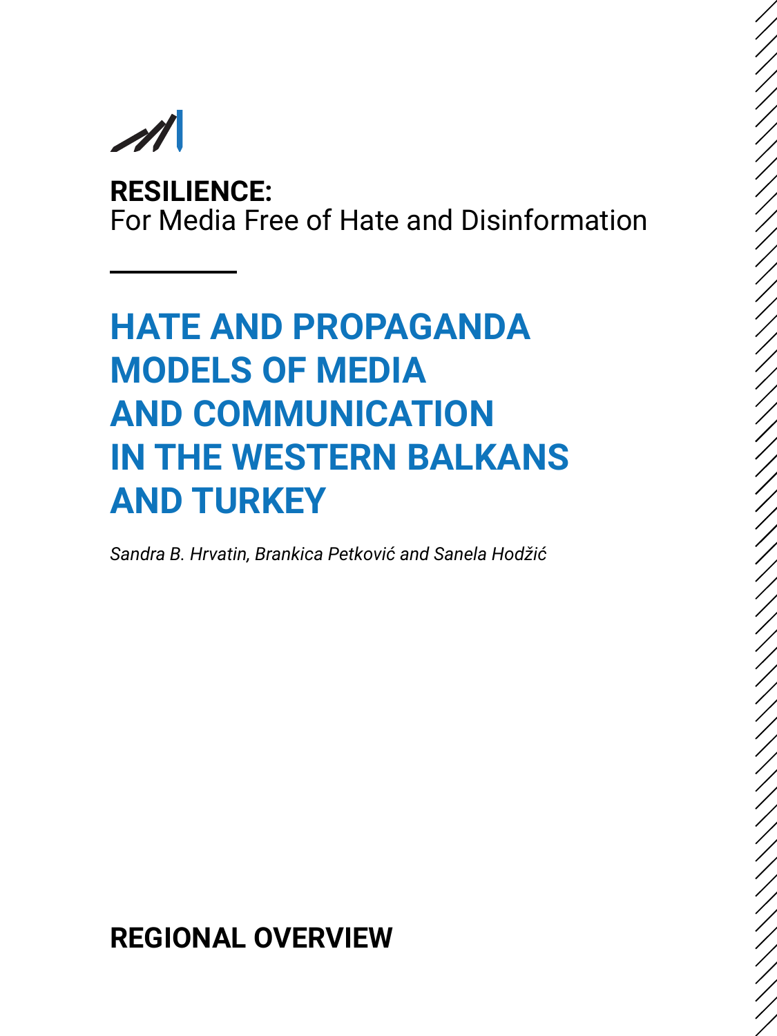**RESILIENCE:**
For Media Free of Hate and Disinformation

# HATE AND PROPAGANDA MODELS OF MEDIA AND COMMUNICATION IN THE WESTERN BALKANS AND TURKEY

*Sandra B. Hrvatin, Brankica Petković and Sanela Hodžić*

**REGIONAL OVERVIEW**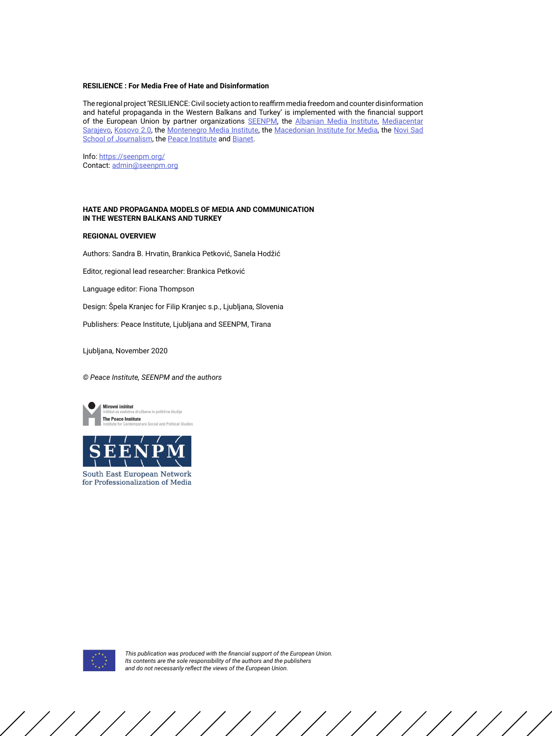**RESILIENCE : For Media Free of Hate and Disinformation**

The regional project 'RESILIENCE: Civil society action to reaffirm media freedom and counter disinformation and hateful propaganda in the Western Balkans and Turkey' is implemented with the financial support of the European Union by partner organizations SEENPM, the Albanian Media Institute, Mediacentar Sarajevo, Kosovo 2.0, the Montenegro Media Institute, the Macedonian Institute for Media, the Novi Sad School of Journalism, the Peace Institute and Bianet.

Info: https://seenpm.org/
Contact: admin@seenpm.org

**HATE AND PROPAGANDA MODELS OF MEDIA AND COMMUNICATION IN THE WESTERN BALKANS AND TURKEY**

**REGIONAL OVERVIEW**

Authors: Sandra B. Hrvatin, Brankica Petković, Sanela Hodžić

Editor, regional lead researcher: Brankica Petković

Language editor: Fiona Thompson

Design: Špela Kranjec for Filip Kranjec s.p., Ljubljana, Slovenia

Publishers: Peace Institute, Ljubljana and SEENPM, Tirana

Ljubljana, November 2020

*© Peace Institute, SEENPM and the authors*

Mirovni inštitut
Inštitut za sodobne družbene in politične študije
The Peace Institute
Institute for Contemporary Social and Political Studies

SEENPM
South East European Network for Professionalization of Media

*This publication was produced with the financial support of the European Union. Its contents are the sole responsibility of the authors and the publishers and do not necessarily reflect the views of the European Union.*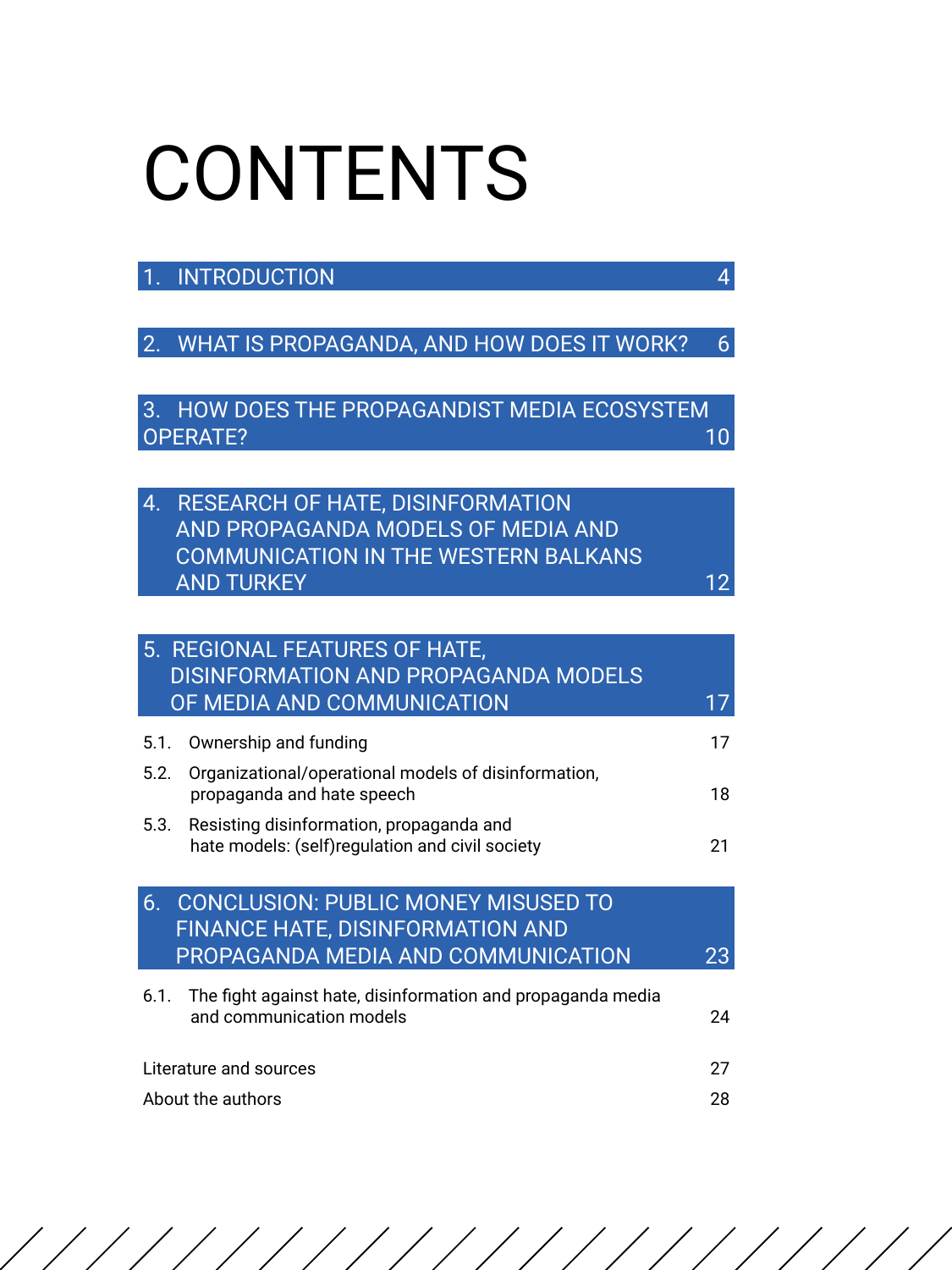# CONTENTS

| | |
|---|---|
| 1. INTRODUCTION | 4 |
| 2. WHAT IS PROPAGANDA, AND HOW DOES IT WORK? | 6 |
| 3. HOW DOES THE PROPAGANDIST MEDIA ECOSYSTEM OPERATE? | 10 |
| 4. RESEARCH OF HATE, DISINFORMATION AND PROPAGANDA MODELS OF MEDIA AND COMMUNICATION IN THE WESTERN BALKANS AND TURKEY | 12 |
| 5. REGIONAL FEATURES OF HATE, DISINFORMATION AND PROPAGANDA MODELS OF MEDIA AND COMMUNICATION | 17 |
| 5.1. Ownership and funding | 17 |
| 5.2. Organizational/operational models of disinformation, propaganda and hate speech | 18 |
| 5.3. Resisting disinformation, propaganda and hate models: (self)regulation and civil society | 21 |
| 6. CONCLUSION: PUBLIC MONEY MISUSED TO FINANCE HATE, DISINFORMATION AND PROPAGANDA MEDIA AND COMMUNICATION | 23 |
| 6.1. The fight against hate, disinformation and propaganda media and communication models | 24 |
| Literature and sources | 27 |
| About the authors | 28 |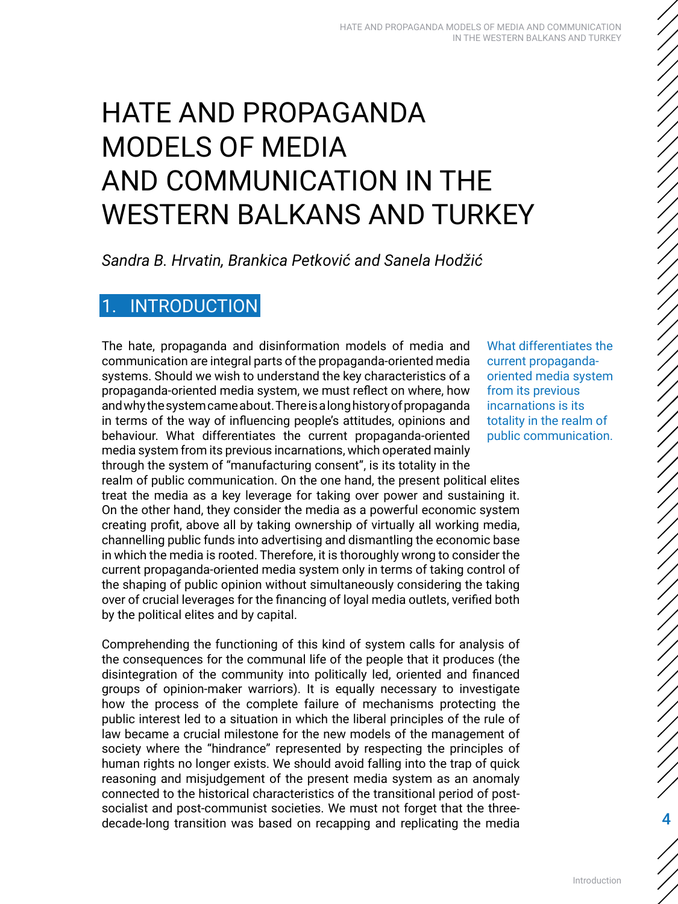# HATE AND PROPAGANDA MODELS OF MEDIA AND COMMUNICATION IN THE WESTERN BALKANS AND TURKEY

*Sandra B. Hrvatin, Brankica Petković and Sanela Hodžić*

## 1. INTRODUCTION

> What differentiates the current propaganda-oriented media system from its previous incarnations is its totality in the realm of public communication.

The hate, propaganda and disinformation models of media and communication are integral parts of the propaganda-oriented media systems. Should we wish to understand the key characteristics of a propaganda-oriented media system, we must reflect on where, how and why the system came about. There is a long history of propaganda in terms of the way of influencing people's attitudes, opinions and behaviour. What differentiates the current propaganda-oriented media system from its previous incarnations, which operated mainly through the system of "manufacturing consent", is its totality in the realm of public communication. On the one hand, the present political elites treat the media as a key leverage for taking over power and sustaining it. On the other hand, they consider the media as a powerful economic system creating profit, above all by taking ownership of virtually all working media, channelling public funds into advertising and dismantling the economic base in which the media is rooted. Therefore, it is thoroughly wrong to consider the current propaganda-oriented media system only in terms of taking control of the shaping of public opinion without simultaneously considering the taking over of crucial leverages for the financing of loyal media outlets, verified both by the political elites and by capital.

Comprehending the functioning of this kind of system calls for analysis of the consequences for the communal life of the people that it produces (the disintegration of the community into politically led, oriented and financed groups of opinion-maker warriors). It is equally necessary to investigate how the process of the complete failure of mechanisms protecting the public interest led to a situation in which the liberal principles of the rule of law became a crucial milestone for the new models of the management of society where the "hindrance" represented by respecting the principles of human rights no longer exists. We should avoid falling into the trap of quick reasoning and misjudgement of the present media system as an anomaly connected to the historical characteristics of the transitional period of post-socialist and post-communist societies. We must not forget that the three-decade-long transition was based on recapping and replicating the media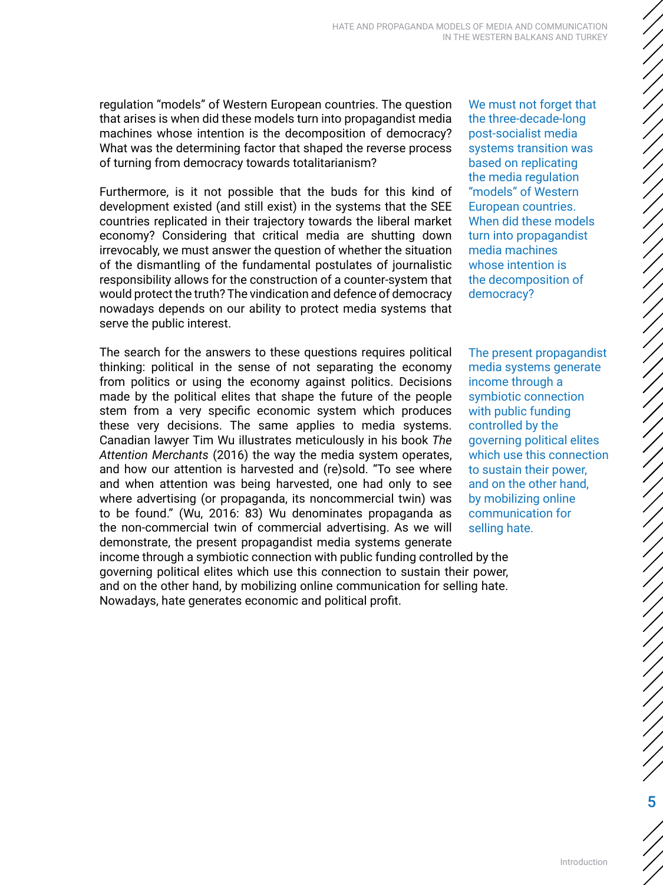regulation "models" of Western European countries. The question that arises is when did these models turn into propagandist media machines whose intention is the decomposition of democracy? What was the determining factor that shaped the reverse process of turning from democracy towards totalitarianism?

> We must not forget that the three-decade-long post-socialist media systems transition was based on replicating the media regulation "models" of Western European countries. When did these models turn into propagandist media machines whose intention is the decomposition of democracy?

Furthermore, is it not possible that the buds for this kind of development existed (and still exist) in the systems that the SEE countries replicated in their trajectory towards the liberal market economy? Considering that critical media are shutting down irrevocably, we must answer the question of whether the situation of the dismantling of the fundamental postulates of journalistic responsibility allows for the construction of a counter-system that would protect the truth? The vindication and defence of democracy nowadays depends on our ability to protect media systems that serve the public interest.

The search for the answers to these questions requires political thinking: political in the sense of not separating the economy from politics or using the economy against politics. Decisions made by the political elites that shape the future of the people stem from a very specific economic system which produces these very decisions. The same applies to media systems. Canadian lawyer Tim Wu illustrates meticulously in his book *The Attention Merchants* (2016) the way the media system operates, and how our attention is harvested and (re)sold. "To see where and when attention was being harvested, one had only to see where advertising (or propaganda, its noncommercial twin) was to be found." (Wu, 2016: 83) Wu denominates propaganda as the non-commercial twin of commercial advertising. As we will demonstrate, the present propagandist media systems generate income through a symbiotic connection with public funding controlled by the governing political elites which use this connection to sustain their power, and on the other hand, by mobilizing online communication for selling hate. Nowadays, hate generates economic and political profit.

> The present propagandist media systems generate income through a symbiotic connection with public funding controlled by the governing political elites which use this connection to sustain their power, and on the other hand, by mobilizing online communication for selling hate.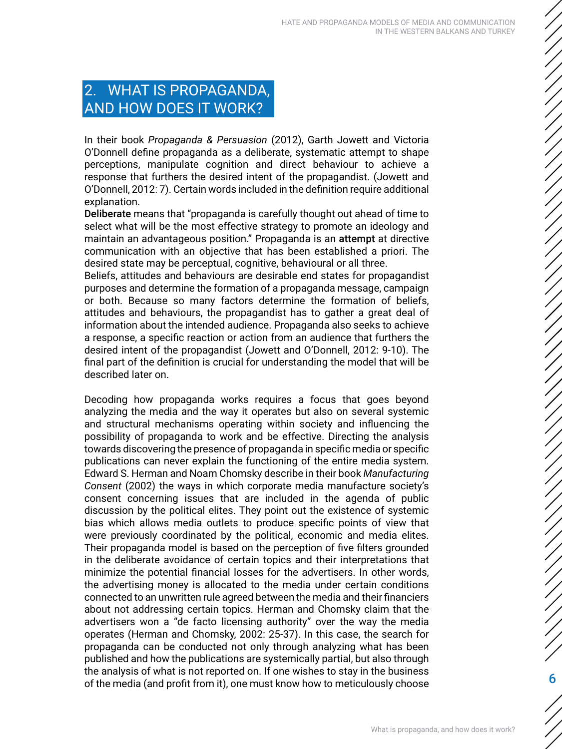## 2. WHAT IS PROPAGANDA, AND HOW DOES IT WORK?

In their book *Propaganda & Persuasion* (2012), Garth Jowett and Victoria O'Donnell define propaganda as a deliberate, systematic attempt to shape perceptions, manipulate cognition and direct behaviour to achieve a response that furthers the desired intent of the propagandist. (Jowett and O'Donnell, 2012: 7). Certain words included in the definition require additional explanation.

**Deliberate** means that "propaganda is carefully thought out ahead of time to select what will be the most effective strategy to promote an ideology and maintain an advantageous position." Propaganda is an **attempt** at directive communication with an objective that has been established a priori. The desired state may be perceptual, cognitive, behavioural or all three.

Beliefs, attitudes and behaviours are desirable end states for propagandist purposes and determine the formation of a propaganda message, campaign or both. Because so many factors determine the formation of beliefs, attitudes and behaviours, the propagandist has to gather a great deal of information about the intended audience. Propaganda also seeks to achieve a response, a specific reaction or action from an audience that furthers the desired intent of the propagandist (Jowett and O'Donnell, 2012: 9-10). The final part of the definition is crucial for understanding the model that will be described later on.

Decoding how propaganda works requires a focus that goes beyond analyzing the media and the way it operates but also on several systemic and structural mechanisms operating within society and influencing the possibility of propaganda to work and be effective. Directing the analysis towards discovering the presence of propaganda in specific media or specific publications can never explain the functioning of the entire media system. Edward S. Herman and Noam Chomsky describe in their book *Manufacturing Consent* (2002) the ways in which corporate media manufacture society's consent concerning issues that are included in the agenda of public discussion by the political elites. They point out the existence of systemic bias which allows media outlets to produce specific points of view that were previously coordinated by the political, economic and media elites. Their propaganda model is based on the perception of five filters grounded in the deliberate avoidance of certain topics and their interpretations that minimize the potential financial losses for the advertisers. In other words, the advertising money is allocated to the media under certain conditions connected to an unwritten rule agreed between the media and their financiers about not addressing certain topics. Herman and Chomsky claim that the advertisers won a "de facto licensing authority" over the way the media operates (Herman and Chomsky, 2002: 25-37). In this case, the search for propaganda can be conducted not only through analyzing what has been published and how the publications are systemically partial, but also through the analysis of what is not reported on. If one wishes to stay in the business of the media (and profit from it), one must know how to meticulously choose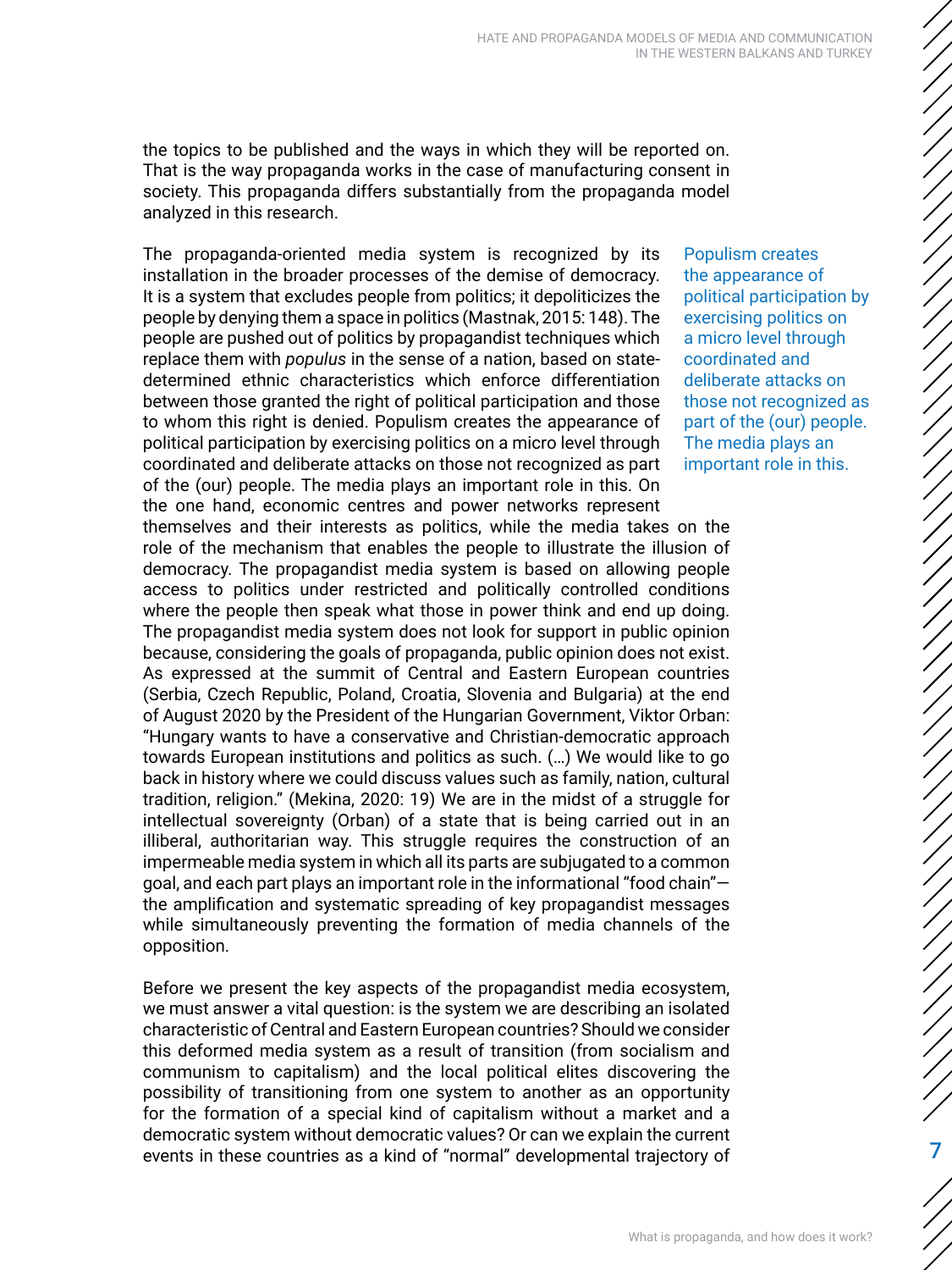the topics to be published and the ways in which they will be reported on. That is the way propaganda works in the case of manufacturing consent in society. This propaganda differs substantially from the propaganda model analyzed in this research.

The propaganda-oriented media system is recognized by its installation in the broader processes of the demise of democracy. It is a system that excludes people from politics; it depoliticizes the people by denying them a space in politics (Mastnak, 2015: 148). The people are pushed out of politics by propagandist techniques which replace them with *populus* in the sense of a nation, based on state-determined ethnic characteristics which enforce differentiation between those granted the right of political participation and those to whom this right is denied. Populism creates the appearance of political participation by exercising politics on a micro level through coordinated and deliberate attacks on those not recognized as part of the (our) people. The media plays an important role in this. On the one hand, economic centres and power networks represent themselves and their interests as politics, while the media takes on the role of the mechanism that enables the people to illustrate the illusion of democracy. The propagandist media system is based on allowing people access to politics under restricted and politically controlled conditions where the people then speak what those in power think and end up doing. The propagandist media system does not look for support in public opinion because, considering the goals of propaganda, public opinion does not exist. As expressed at the summit of Central and Eastern European countries (Serbia, Czech Republic, Poland, Croatia, Slovenia and Bulgaria) at the end of August 2020 by the President of the Hungarian Government, Viktor Orban: "Hungary wants to have a conservative and Christian-democratic approach towards European institutions and politics as such. (…) We would like to go back in history where we could discuss values such as family, nation, cultural tradition, religion." (Mekina, 2020: 19) We are in the midst of a struggle for intellectual sovereignty (Orban) of a state that is being carried out in an illiberal, authoritarian way. This struggle requires the construction of an impermeable media system in which all its parts are subjugated to a common goal, and each part plays an important role in the informational "food chain"—the amplification and systematic spreading of key propagandist messages while simultaneously preventing the formation of media channels of the opposition.

> Populism creates the appearance of political participation by exercising politics on a micro level through coordinated and deliberate attacks on those not recognized as part of the (our) people. The media plays an important role in this.

Before we present the key aspects of the propagandist media ecosystem, we must answer a vital question: is the system we are describing an isolated characteristic of Central and Eastern European countries? Should we consider this deformed media system as a result of transition (from socialism and communism to capitalism) and the local political elites discovering the possibility of transitioning from one system to another as an opportunity for the formation of a special kind of capitalism without a market and a democratic system without democratic values? Or can we explain the current events in these countries as a kind of "normal" developmental trajectory of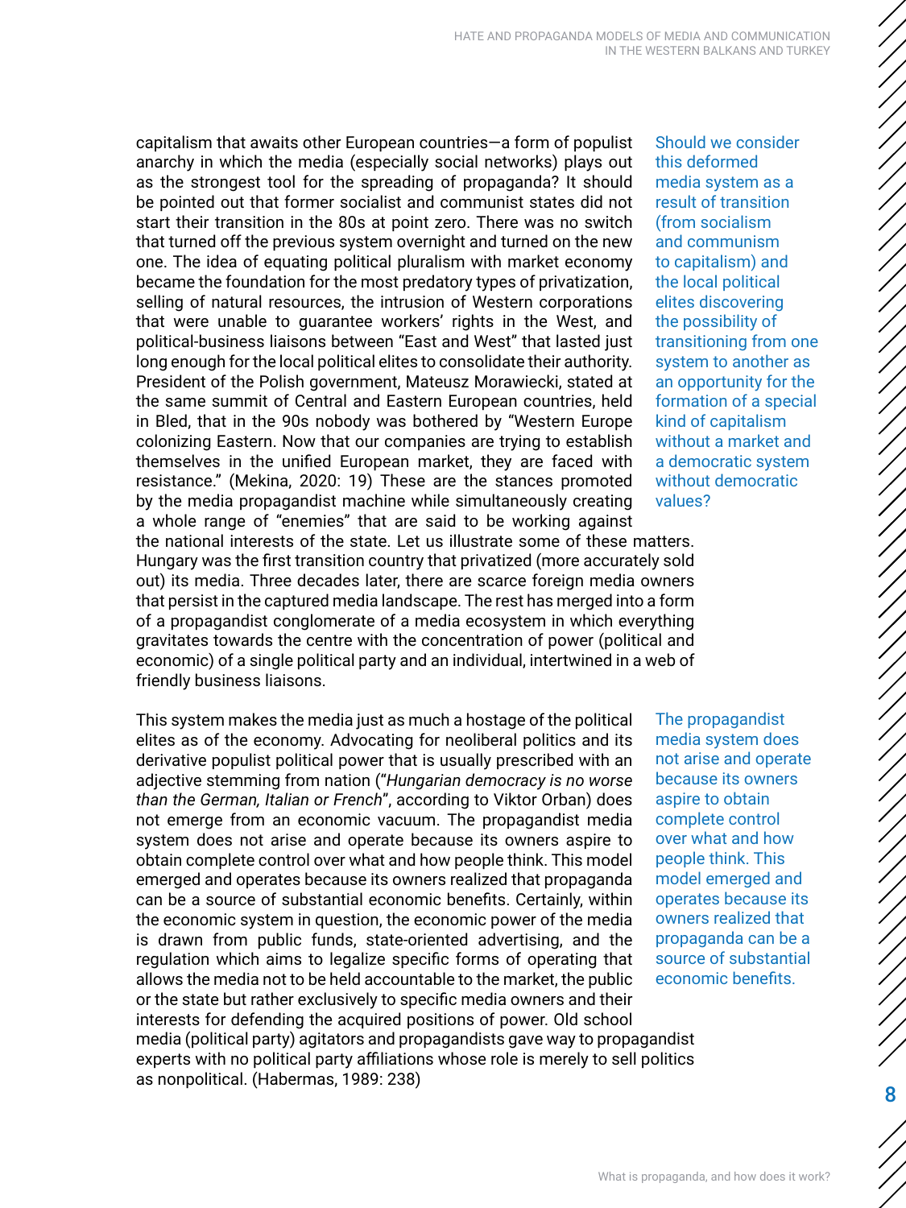capitalism that awaits other European countries—a form of populist anarchy in which the media (especially social networks) plays out as the strongest tool for the spreading of propaganda? It should be pointed out that former socialist and communist states did not start their transition in the 80s at point zero. There was no switch that turned off the previous system overnight and turned on the new one. The idea of equating political pluralism with market economy became the foundation for the most predatory types of privatization, selling of natural resources, the intrusion of Western corporations that were unable to guarantee workers' rights in the West, and political-business liaisons between "East and West" that lasted just long enough for the local political elites to consolidate their authority. President of the Polish government, Mateusz Morawiecki, stated at the same summit of Central and Eastern European countries, held in Bled, that in the 90s nobody was bothered by "Western Europe colonizing Eastern. Now that our companies are trying to establish themselves in the unified European market, they are faced with resistance." (Mekina, 2020: 19) These are the stances promoted by the media propagandist machine while simultaneously creating a whole range of "enemies" that are said to be working against the national interests of the state. Let us illustrate some of these matters. Hungary was the first transition country that privatized (more accurately sold out) its media. Three decades later, there are scarce foreign media owners that persist in the captured media landscape. The rest has merged into a form of a propagandist conglomerate of a media ecosystem in which everything gravitates towards the centre with the concentration of power (political and economic) of a single political party and an individual, intertwined in a web of friendly business liaisons.

Should we consider this deformed media system as a result of transition (from socialism and communism to capitalism) and the local political elites discovering the possibility of transitioning from one system to another as an opportunity for the formation of a special kind of capitalism without a market and a democratic system without democratic values?

This system makes the media just as much a hostage of the political elites as of the economy. Advocating for neoliberal politics and its derivative populist political power that is usually prescribed with an adjective stemming from nation ("*Hungarian democracy is no worse than the German, Italian or French*", according to Viktor Orban) does not emerge from an economic vacuum. The propagandist media system does not arise and operate because its owners aspire to obtain complete control over what and how people think. This model emerged and operates because its owners realized that propaganda can be a source of substantial economic benefits. Certainly, within the economic system in question, the economic power of the media is drawn from public funds, state-oriented advertising, and the regulation which aims to legalize specific forms of operating that allows the media not to be held accountable to the market, the public or the state but rather exclusively to specific media owners and their interests for defending the acquired positions of power. Old school media (political party) agitators and propagandists gave way to propagandist experts with no political party affiliations whose role is merely to sell politics as nonpolitical. (Habermas, 1989: 238)

The propagandist media system does not arise and operate because its owners aspire to obtain complete control over what and how people think. This model emerged and operates because its owners realized that propaganda can be a source of substantial economic benefits.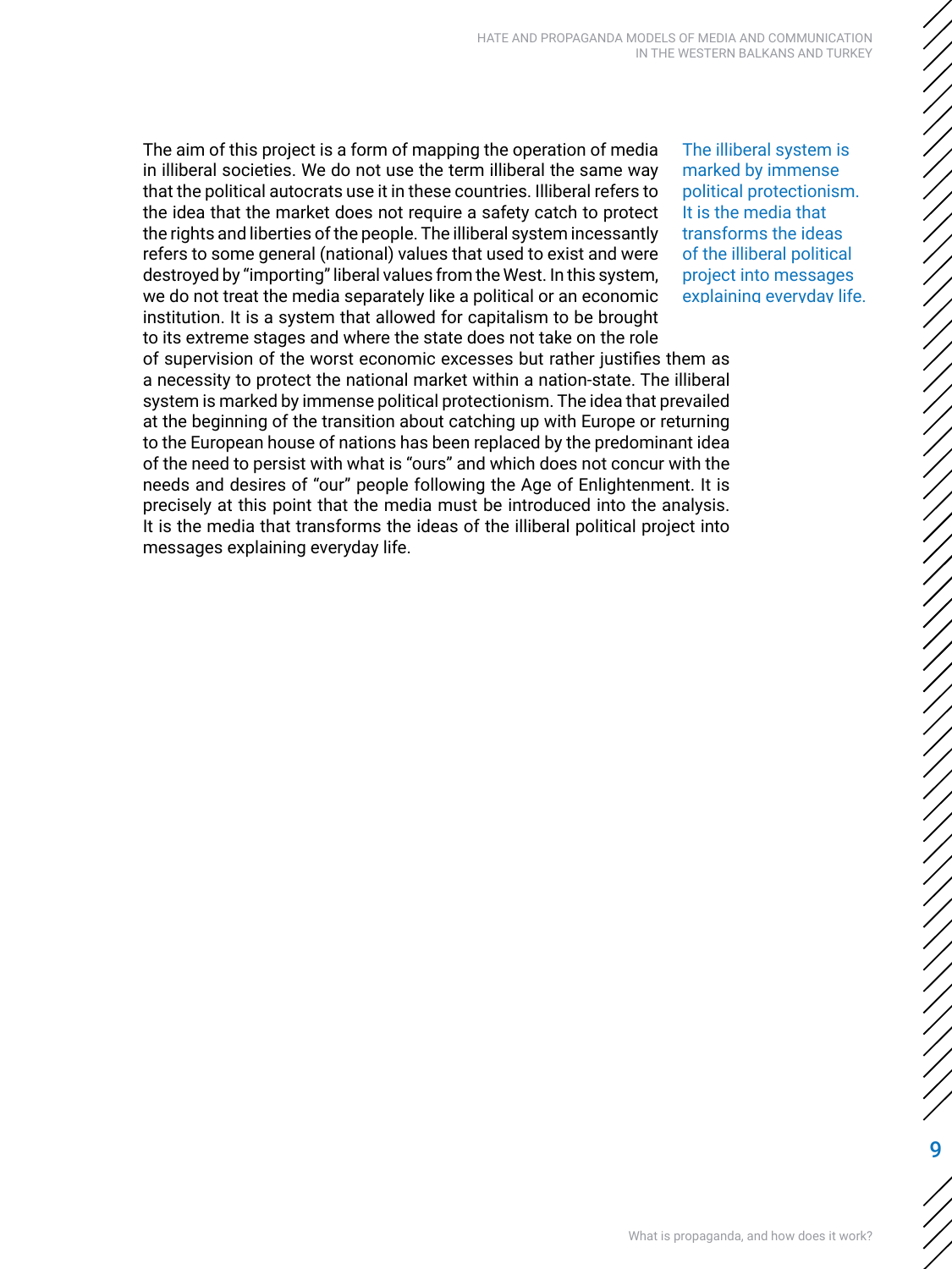The aim of this project is a form of mapping the operation of media in illiberal societies. We do not use the term illiberal the same way that the political autocrats use it in these countries. Illiberal refers to the idea that the market does not require a safety catch to protect the rights and liberties of the people. The illiberal system incessantly refers to some general (national) values that used to exist and were destroyed by "importing" liberal values from the West. In this system, we do not treat the media separately like a political or an economic institution. It is a system that allowed for capitalism to be brought to its extreme stages and where the state does not take on the role of supervision of the worst economic excesses but rather justifies them as a necessity to protect the national market within a nation-state. The illiberal system is marked by immense political protectionism. The idea that prevailed at the beginning of the transition about catching up with Europe or returning to the European house of nations has been replaced by the predominant idea of the need to persist with what is "ours" and which does not concur with the needs and desires of "our" people following the Age of Enlightenment. It is precisely at this point that the media must be introduced into the analysis. It is the media that transforms the ideas of the illiberal political project into messages explaining everyday life.

> The illiberal system is marked by immense political protectionism. It is the media that transforms the ideas of the illiberal political project into messages explaining everyday life.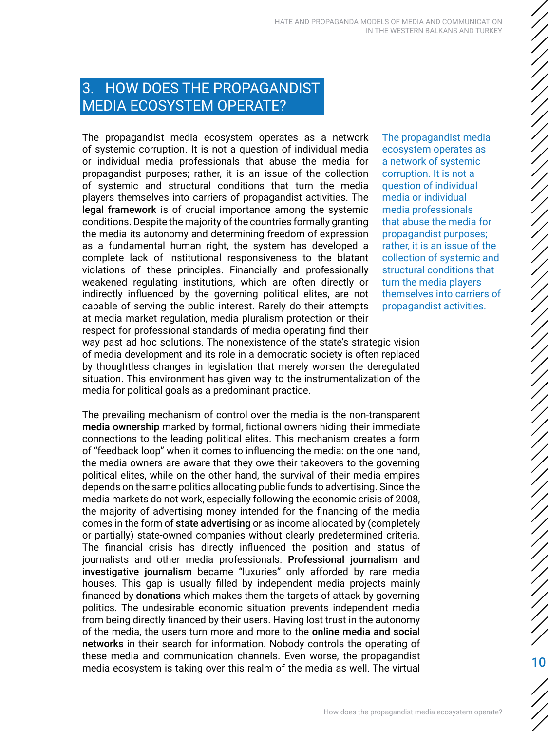## 3. HOW DOES THE PROPAGANDIST MEDIA ECOSYSTEM OPERATE?

The propagandist media ecosystem operates as a network of systemic corruption. It is not a question of individual media or individual media professionals that abuse the media for propagandist purposes; rather, it is an issue of the collection of systemic and structural conditions that turn the media players themselves into carriers of propagandist activities. The **legal framework** is of crucial importance among the systemic conditions. Despite the majority of the countries formally granting the media its autonomy and determining freedom of expression as a fundamental human right, the system has developed a complete lack of institutional responsiveness to the blatant violations of these principles. Financially and professionally weakened regulating institutions, which are often directly or indirectly influenced by the governing political elites, are not capable of serving the public interest. Rarely do their attempts at media market regulation, media pluralism protection or their respect for professional standards of media operating find their way past ad hoc solutions. The nonexistence of the state's strategic vision of media development and its role in a democratic society is often replaced by thoughtless changes in legislation that merely worsen the deregulated situation. This environment has given way to the instrumentalization of the media for political goals as a predominant practice.

The propagandist media ecosystem operates as a network of systemic corruption. It is not a question of individual media or individual media professionals that abuse the media for propagandist purposes; rather, it is an issue of the collection of systemic and structural conditions that turn the media players themselves into carriers of propagandist activities.

The prevailing mechanism of control over the media is the non-transparent **media ownership** marked by formal, fictional owners hiding their immediate connections to the leading political elites. This mechanism creates a form of "feedback loop" when it comes to influencing the media: on the one hand, the media owners are aware that they owe their takeovers to the governing political elites, while on the other hand, the survival of their media empires depends on the same politics allocating public funds to advertising. Since the media markets do not work, especially following the economic crisis of 2008, the majority of advertising money intended for the financing of the media comes in the form of **state advertising** or as income allocated by (completely or partially) state-owned companies without clearly predetermined criteria. The financial crisis has directly influenced the position and status of journalists and other media professionals. **Professional journalism and investigative journalism** became "luxuries" only afforded by rare media houses. This gap is usually filled by independent media projects mainly financed by **donations** which makes them the targets of attack by governing politics. The undesirable economic situation prevents independent media from being directly financed by their users. Having lost trust in the autonomy of the media, the users turn more and more to the **online media and social networks** in their search for information. Nobody controls the operating of these media and communication channels. Even worse, the propagandist media ecosystem is taking over this realm of the media as well. The virtual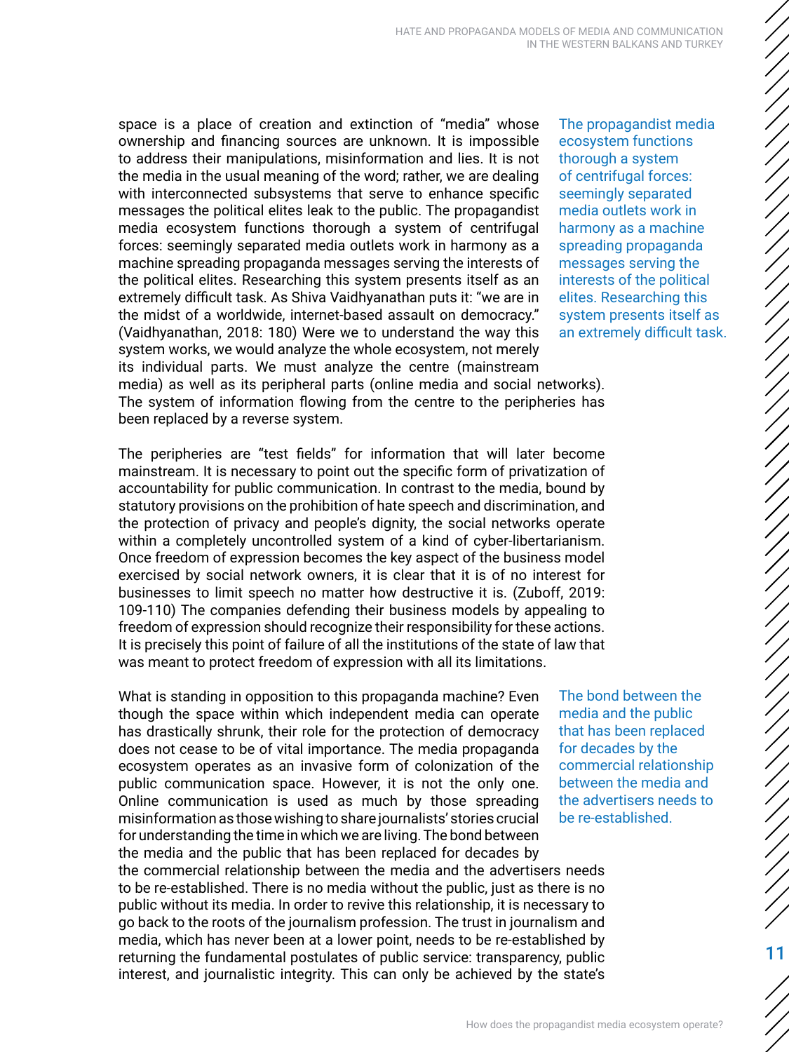space is a place of creation and extinction of "media" whose ownership and financing sources are unknown. It is impossible to address their manipulations, misinformation and lies. It is not the media in the usual meaning of the word; rather, we are dealing with interconnected subsystems that serve to enhance specific messages the political elites leak to the public. The propagandist media ecosystem functions thorough a system of centrifugal forces: seemingly separated media outlets work in harmony as a machine spreading propaganda messages serving the interests of the political elites. Researching this system presents itself as an extremely difficult task. As Shiva Vaidhyanathan puts it: "we are in the midst of a worldwide, internet-based assault on democracy." (Vaidhyanathan, 2018: 180) Were we to understand the way this system works, we would analyze the whole ecosystem, not merely its individual parts. We must analyze the centre (mainstream media) as well as its peripheral parts (online media and social networks). The system of information flowing from the centre to the peripheries has been replaced by a reverse system.

> The propagandist media ecosystem functions thorough a system of centrifugal forces: seemingly separated media outlets work in harmony as a machine spreading propaganda messages serving the interests of the political elites. Researching this system presents itself as an extremely difficult task.

The peripheries are "test fields" for information that will later become mainstream. It is necessary to point out the specific form of privatization of accountability for public communication. In contrast to the media, bound by statutory provisions on the prohibition of hate speech and discrimination, and the protection of privacy and people's dignity, the social networks operate within a completely uncontrolled system of a kind of cyber-libertarianism. Once freedom of expression becomes the key aspect of the business model exercised by social network owners, it is clear that it is of no interest for businesses to limit speech no matter how destructive it is. (Zuboff, 2019: 109-110) The companies defending their business models by appealing to freedom of expression should recognize their responsibility for these actions. It is precisely this point of failure of all the institutions of the state of law that was meant to protect freedom of expression with all its limitations.

What is standing in opposition to this propaganda machine? Even though the space within which independent media can operate has drastically shrunk, their role for the protection of democracy does not cease to be of vital importance. The media propaganda ecosystem operates as an invasive form of colonization of the public communication space. However, it is not the only one. Online communication is used as much by those spreading misinformation as those wishing to share journalists' stories crucial for understanding the time in which we are living. The bond between the media and the public that has been replaced for decades by the commercial relationship between the media and the advertisers needs to be re-established. There is no media without the public, just as there is no public without its media. In order to revive this relationship, it is necessary to go back to the roots of the journalism profession. The trust in journalism and media, which has never been at a lower point, needs to be re-established by returning the fundamental postulates of public service: transparency, public interest, and journalistic integrity. This can only be achieved by the state's

> The bond between the media and the public that has been replaced for decades by the commercial relationship between the media and the advertisers needs to be re-established.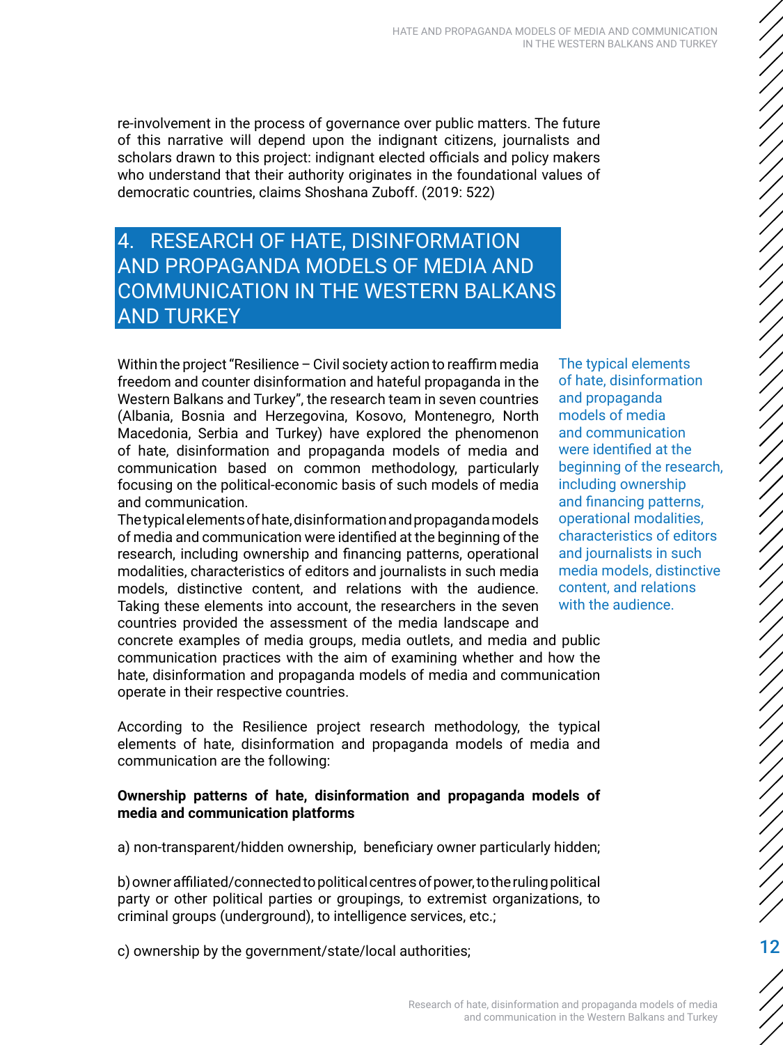re-involvement in the process of governance over public matters. The future of this narrative will depend upon the indignant citizens, journalists and scholars drawn to this project: indignant elected officials and policy makers who understand that their authority originates in the foundational values of democratic countries, claims Shoshana Zuboff. (2019: 522)

# 4. RESEARCH OF HATE, DISINFORMATION AND PROPAGANDA MODELS OF MEDIA AND COMMUNICATION IN THE WESTERN BALKANS AND TURKEY

Within the project "Resilience – Civil society action to reaffirm media freedom and counter disinformation and hateful propaganda in the Western Balkans and Turkey", the research team in seven countries (Albania, Bosnia and Herzegovina, Kosovo, Montenegro, North Macedonia, Serbia and Turkey) have explored the phenomenon of hate, disinformation and propaganda models of media and communication based on common methodology, particularly focusing on the political-economic basis of such models of media and communication.

The typical elements of hate, disinformation and propaganda models of media and communication were identified at the beginning of the research, including ownership and financing patterns, operational modalities, characteristics of editors and journalists in such media models, distinctive content, and relations with the audience. Taking these elements into account, the researchers in the seven countries provided the assessment of the media landscape and concrete examples of media groups, media outlets, and media and public communication practices with the aim of examining whether and how the hate, disinformation and propaganda models of media and communication operate in their respective countries.

According to the Resilience project research methodology, the typical elements of hate, disinformation and propaganda models of media and communication are the following:

**Ownership patterns of hate, disinformation and propaganda models of media and communication platforms**

a) non-transparent/hidden ownership, beneficiary owner particularly hidden;

b) owner affiliated/connected to political centres of power, to the ruling political party or other political parties or groupings, to extremist organizations, to criminal groups (underground), to intelligence services, etc.;

c) ownership by the government/state/local authorities;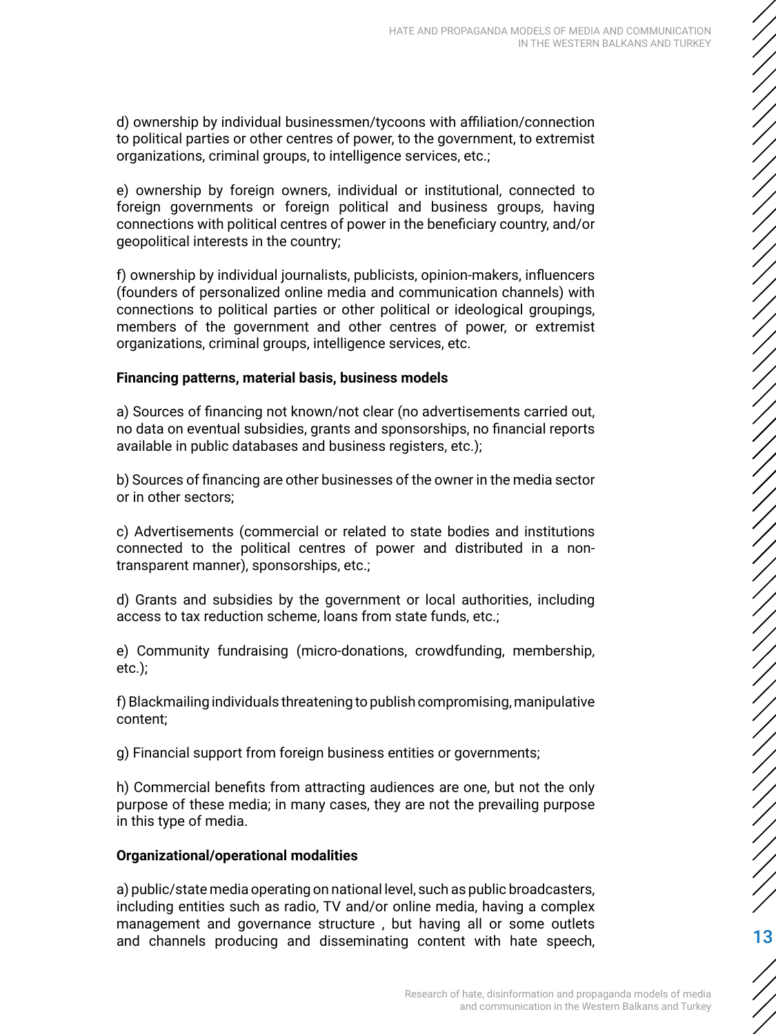d) ownership by individual businessmen/tycoons with affiliation/connection to political parties or other centres of power, to the government, to extremist organizations, criminal groups, to intelligence services, etc.;

e) ownership by foreign owners, individual or institutional, connected to foreign governments or foreign political and business groups, having connections with political centres of power in the beneficiary country, and/or geopolitical interests in the country;

f) ownership by individual journalists, publicists, opinion-makers, influencers (founders of personalized online media and communication channels) with connections to political parties or other political or ideological groupings, members of the government and other centres of power, or extremist organizations, criminal groups, intelligence services, etc.

**Financing patterns, material basis, business models**

a) Sources of financing not known/not clear (no advertisements carried out, no data on eventual subsidies, grants and sponsorships, no financial reports available in public databases and business registers, etc.);

b) Sources of financing are other businesses of the owner in the media sector or in other sectors;

c) Advertisements (commercial or related to state bodies and institutions connected to the political centres of power and distributed in a non-transparent manner), sponsorships, etc.;

d) Grants and subsidies by the government or local authorities, including access to tax reduction scheme, loans from state funds, etc.;

e) Community fundraising (micro-donations, crowdfunding, membership, etc.);

f) Blackmailing individuals threatening to publish compromising, manipulative content;

g) Financial support from foreign business entities or governments;

h) Commercial benefits from attracting audiences are one, but not the only purpose of these media; in many cases, they are not the prevailing purpose in this type of media.

**Organizational/operational modalities**

a) public/state media operating on national level, such as public broadcasters, including entities such as radio, TV and/or online media, having a complex management and governance structure , but having all or some outlets and channels producing and disseminating content with hate speech,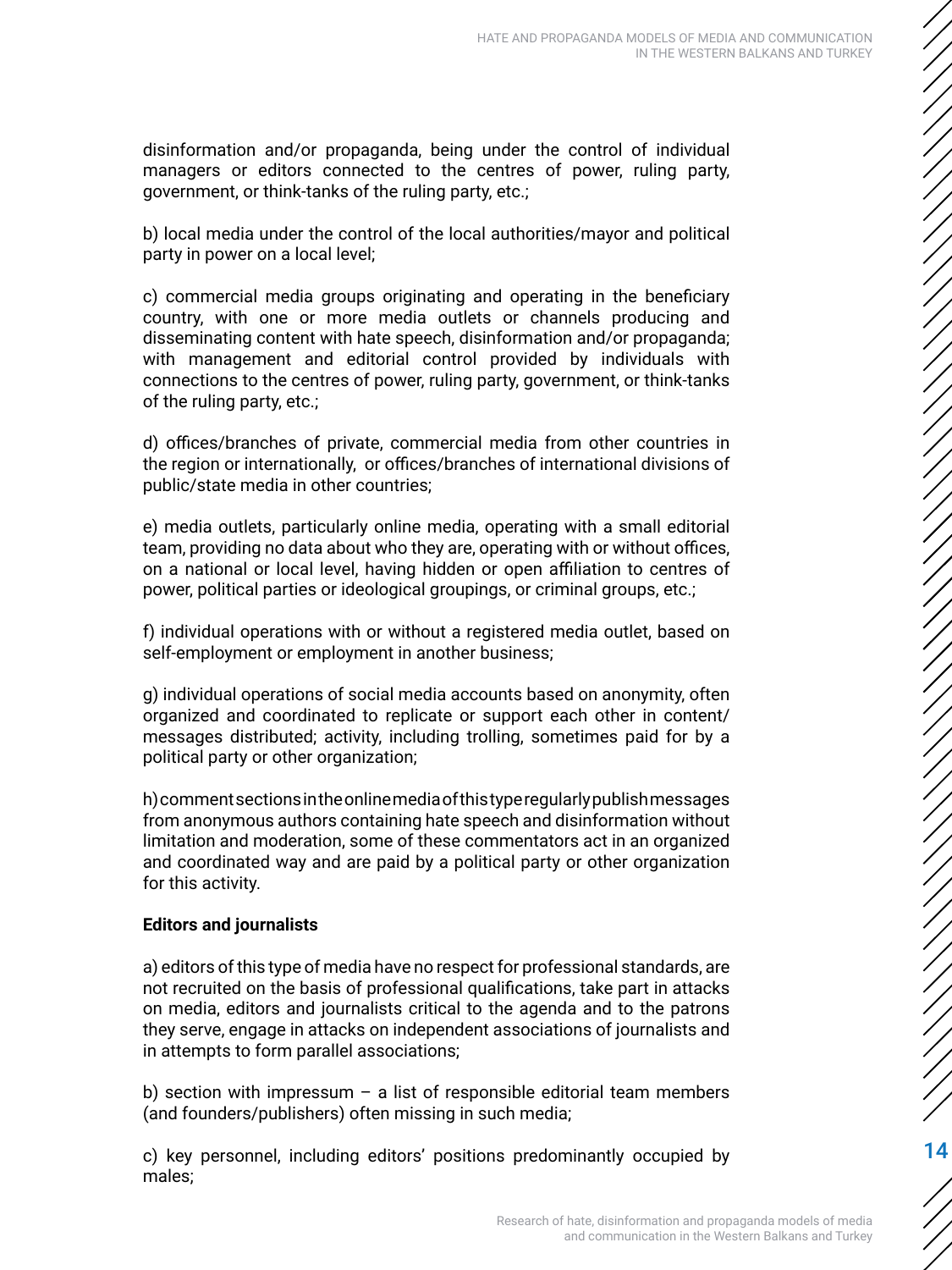disinformation and/or propaganda, being under the control of individual managers or editors connected to the centres of power, ruling party, government, or think-tanks of the ruling party, etc.;

b) local media under the control of the local authorities/mayor and political party in power on a local level;

c) commercial media groups originating and operating in the beneficiary country, with one or more media outlets or channels producing and disseminating content with hate speech, disinformation and/or propaganda; with management and editorial control provided by individuals with connections to the centres of power, ruling party, government, or think-tanks of the ruling party, etc.;

d) offices/branches of private, commercial media from other countries in the region or internationally, or offices/branches of international divisions of public/state media in other countries;

e) media outlets, particularly online media, operating with a small editorial team, providing no data about who they are, operating with or without offices, on a national or local level, having hidden or open affiliation to centres of power, political parties or ideological groupings, or criminal groups, etc.;

f) individual operations with or without a registered media outlet, based on self-employment or employment in another business;

g) individual operations of social media accounts based on anonymity, often organized and coordinated to replicate or support each other in content/ messages distributed; activity, including trolling, sometimes paid for by a political party or other organization;

h) comment sections in the online media of this type regularly publish messages from anonymous authors containing hate speech and disinformation without limitation and moderation, some of these commentators act in an organized and coordinated way and are paid by a political party or other organization for this activity.

**Editors and journalists**

a) editors of this type of media have no respect for professional standards, are not recruited on the basis of professional qualifications, take part in attacks on media, editors and journalists critical to the agenda and to the patrons they serve, engage in attacks on independent associations of journalists and in attempts to form parallel associations;

b) section with impressum – a list of responsible editorial team members (and founders/publishers) often missing in such media;

c) key personnel, including editors' positions predominantly occupied by males;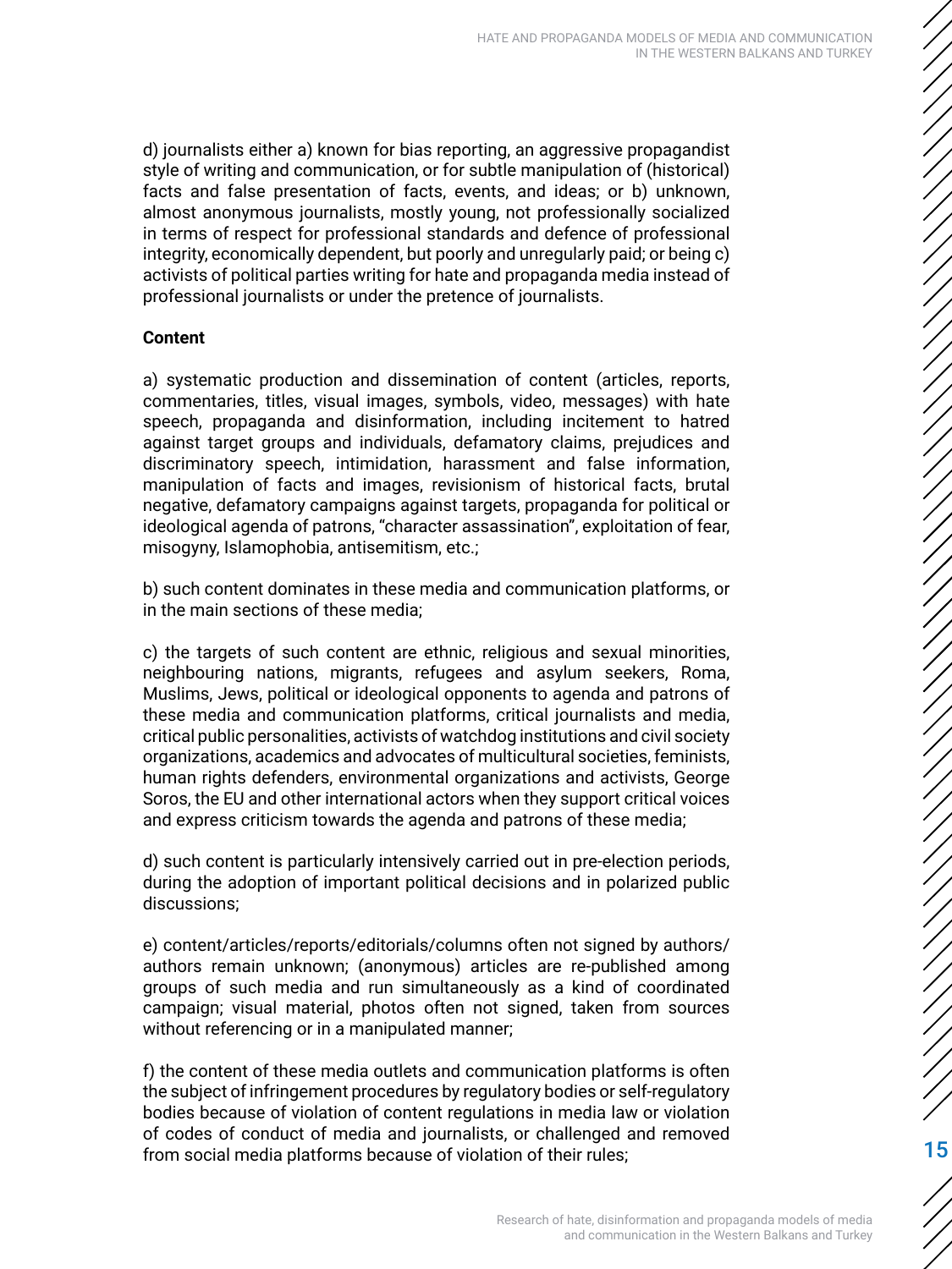d) journalists either a) known for bias reporting, an aggressive propagandist style of writing and communication, or for subtle manipulation of (historical) facts and false presentation of facts, events, and ideas; or b) unknown, almost anonymous journalists, mostly young, not professionally socialized in terms of respect for professional standards and defence of professional integrity, economically dependent, but poorly and unregularly paid; or being c) activists of political parties writing for hate and propaganda media instead of professional journalists or under the pretence of journalists.

**Content**

a) systematic production and dissemination of content (articles, reports, commentaries, titles, visual images, symbols, video, messages) with hate speech, propaganda and disinformation, including incitement to hatred against target groups and individuals, defamatory claims, prejudices and discriminatory speech, intimidation, harassment and false information, manipulation of facts and images, revisionism of historical facts, brutal negative, defamatory campaigns against targets, propaganda for political or ideological agenda of patrons, "character assassination", exploitation of fear, misogyny, Islamophobia, antisemitism, etc.;

b) such content dominates in these media and communication platforms, or in the main sections of these media;

c) the targets of such content are ethnic, religious and sexual minorities, neighbouring nations, migrants, refugees and asylum seekers, Roma, Muslims, Jews, political or ideological opponents to agenda and patrons of these media and communication platforms, critical journalists and media, critical public personalities, activists of watchdog institutions and civil society organizations, academics and advocates of multicultural societies, feminists, human rights defenders, environmental organizations and activists, George Soros, the EU and other international actors when they support critical voices and express criticism towards the agenda and patrons of these media;

d) such content is particularly intensively carried out in pre-election periods, during the adoption of important political decisions and in polarized public discussions;

e) content/articles/reports/editorials/columns often not signed by authors/ authors remain unknown; (anonymous) articles are re-published among groups of such media and run simultaneously as a kind of coordinated campaign; visual material, photos often not signed, taken from sources without referencing or in a manipulated manner;

f) the content of these media outlets and communication platforms is often the subject of infringement procedures by regulatory bodies or self-regulatory bodies because of violation of content regulations in media law or violation of codes of conduct of media and journalists, or challenged and removed from social media platforms because of violation of their rules;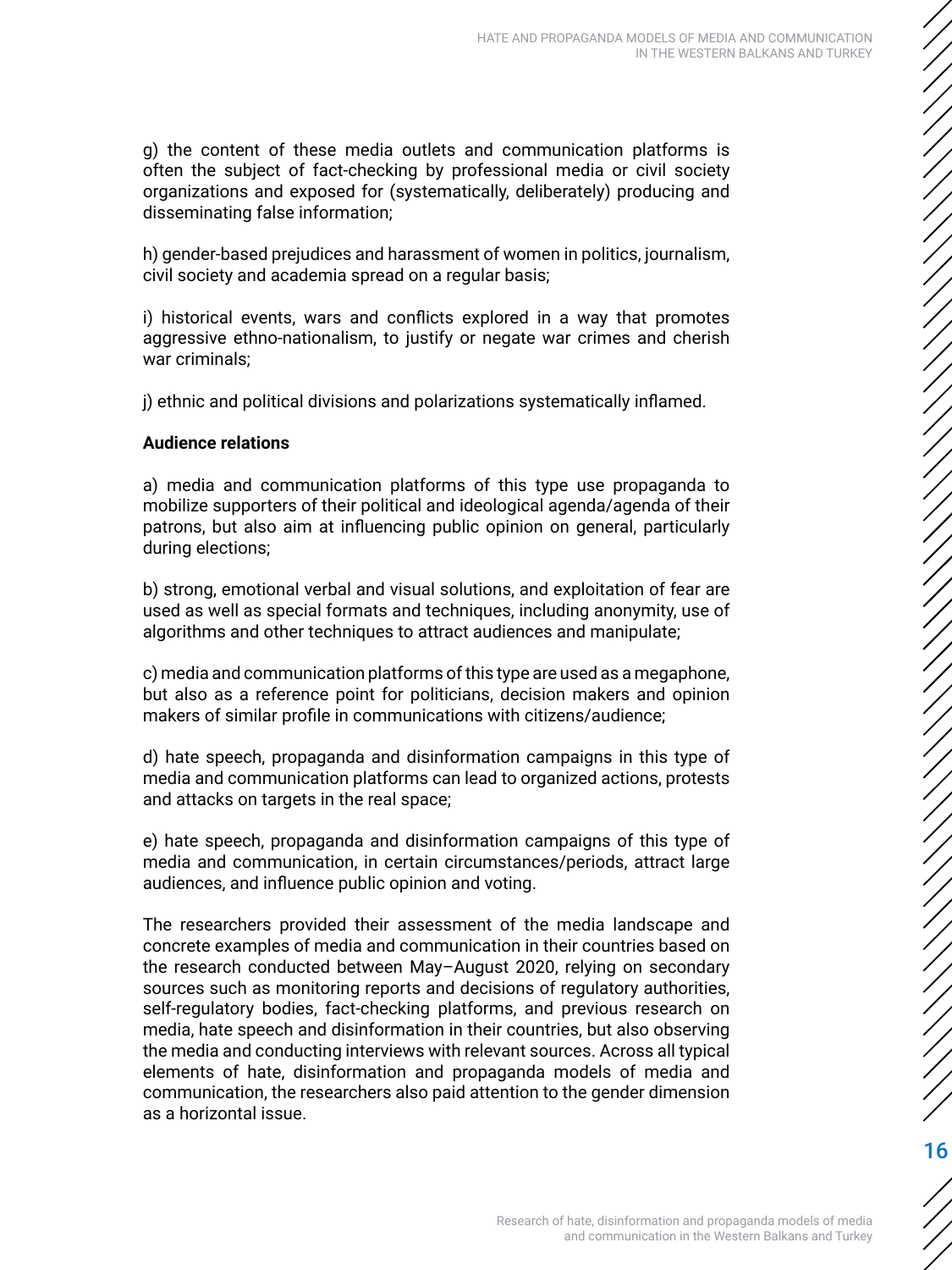g) the content of these media outlets and communication platforms is often the subject of fact-checking by professional media or civil society organizations and exposed for (systematically, deliberately) producing and disseminating false information;

h) gender-based prejudices and harassment of women in politics, journalism, civil society and academia spread on a regular basis;

i) historical events, wars and conflicts explored in a way that promotes aggressive ethno-nationalism, to justify or negate war crimes and cherish war criminals;

j) ethnic and political divisions and polarizations systematically inflamed.

**Audience relations**

a) media and communication platforms of this type use propaganda to mobilize supporters of their political and ideological agenda/agenda of their patrons, but also aim at influencing public opinion on general, particularly during elections;

b) strong, emotional verbal and visual solutions, and exploitation of fear are used as well as special formats and techniques, including anonymity, use of algorithms and other techniques to attract audiences and manipulate;

c) media and communication platforms of this type are used as a megaphone, but also as a reference point for politicians, decision makers and opinion makers of similar profile in communications with citizens/audience;

d) hate speech, propaganda and disinformation campaigns in this type of media and communication platforms can lead to organized actions, protests and attacks on targets in the real space;

e) hate speech, propaganda and disinformation campaigns of this type of media and communication, in certain circumstances/periods, attract large audiences, and influence public opinion and voting.

The researchers provided their assessment of the media landscape and concrete examples of media and communication in their countries based on the research conducted between May–August 2020, relying on secondary sources such as monitoring reports and decisions of regulatory authorities, self-regulatory bodies, fact-checking platforms, and previous research on media, hate speech and disinformation in their countries, but also observing the media and conducting interviews with relevant sources. Across all typical elements of hate, disinformation and propaganda models of media and communication, the researchers also paid attention to the gender dimension as a horizontal issue.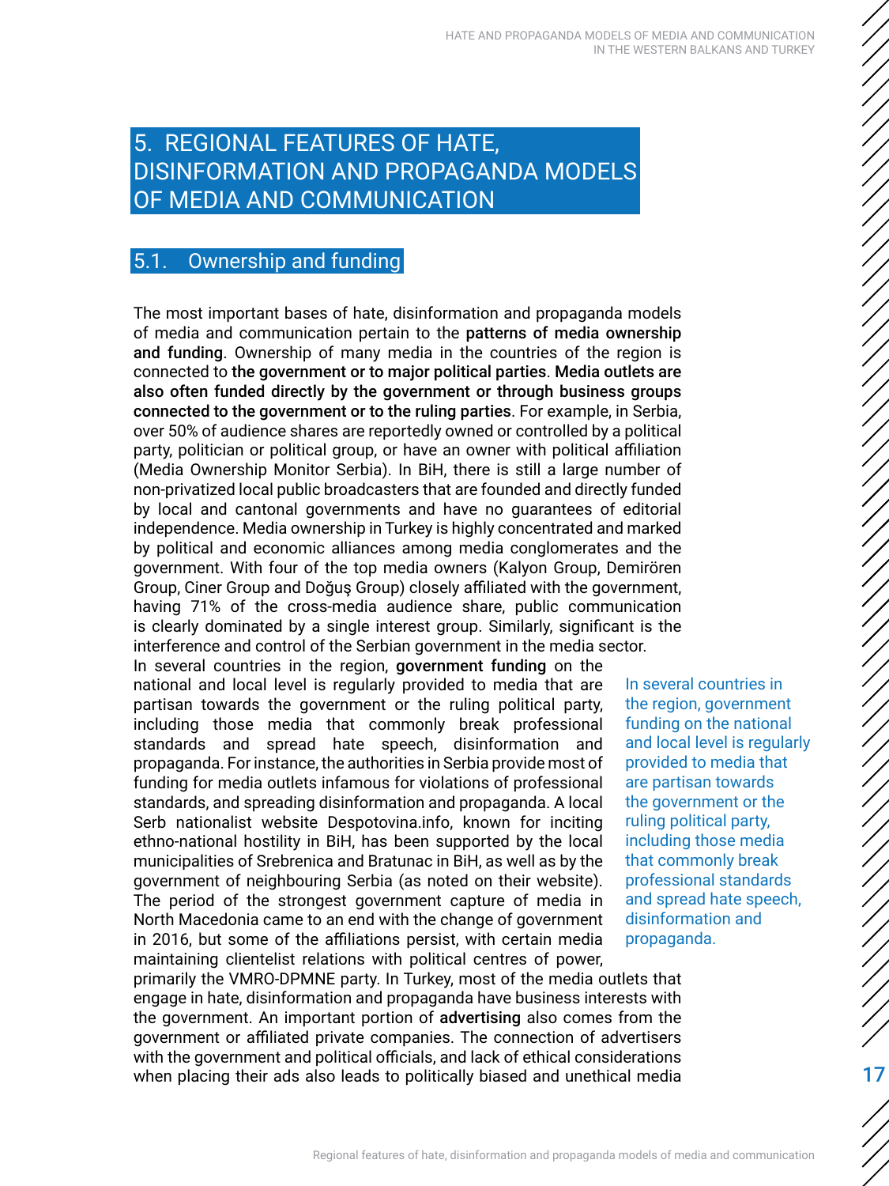# 5. REGIONAL FEATURES OF HATE, DISINFORMATION AND PROPAGANDA MODELS OF MEDIA AND COMMUNICATION

## 5.1. Ownership and funding

The most important bases of hate, disinformation and propaganda models of media and communication pertain to the **patterns of media ownership and funding**. Ownership of many media in the countries of the region is connected to **the government or to major political parties**. **Media outlets are also often funded directly by the government or through business groups connected to the government or to the ruling parties**. For example, in Serbia, over 50% of audience shares are reportedly owned or controlled by a political party, politician or political group, or have an owner with political affiliation (Media Ownership Monitor Serbia). In BiH, there is still a large number of non-privatized local public broadcasters that are founded and directly funded by local and cantonal governments and have no guarantees of editorial independence. Media ownership in Turkey is highly concentrated and marked by political and economic alliances among media conglomerates and the government. With four of the top media owners (Kalyon Group, Demirören Group, Ciner Group and Doğuş Group) closely affiliated with the government, having 71% of the cross-media audience share, public communication is clearly dominated by a single interest group. Similarly, significant is the interference and control of the Serbian government in the media sector.

In several countries in the region, **government funding** on the national and local level is regularly provided to media that are partisan towards the government or the ruling political party, including those media that commonly break professional standards and spread hate speech, disinformation and propaganda. For instance, the authorities in Serbia provide most of funding for media outlets infamous for violations of professional standards, and spreading disinformation and propaganda. A local Serb nationalist website Despotovina.info, known for inciting ethno-national hostility in BiH, has been supported by the local municipalities of Srebrenica and Bratunac in BiH, as well as by the government of neighbouring Serbia (as noted on their website). The period of the strongest government capture of media in North Macedonia came to an end with the change of government in 2016, but some of the affiliations persist, with certain media maintaining clientelist relations with political centres of power, primarily the VMRO-DPMNE party. In Turkey, most of the media outlets that engage in hate, disinformation and propaganda have business interests with the government. An important portion of **advertising** also comes from the government or affiliated private companies. The connection of advertisers with the government and political officials, and lack of ethical considerations when placing their ads also leads to politically biased and unethical media

> In several countries in the region, government funding on the national and local level is regularly provided to media that are partisan towards the government or the ruling political party, including those media that commonly break professional standards and spread hate speech, disinformation and propaganda.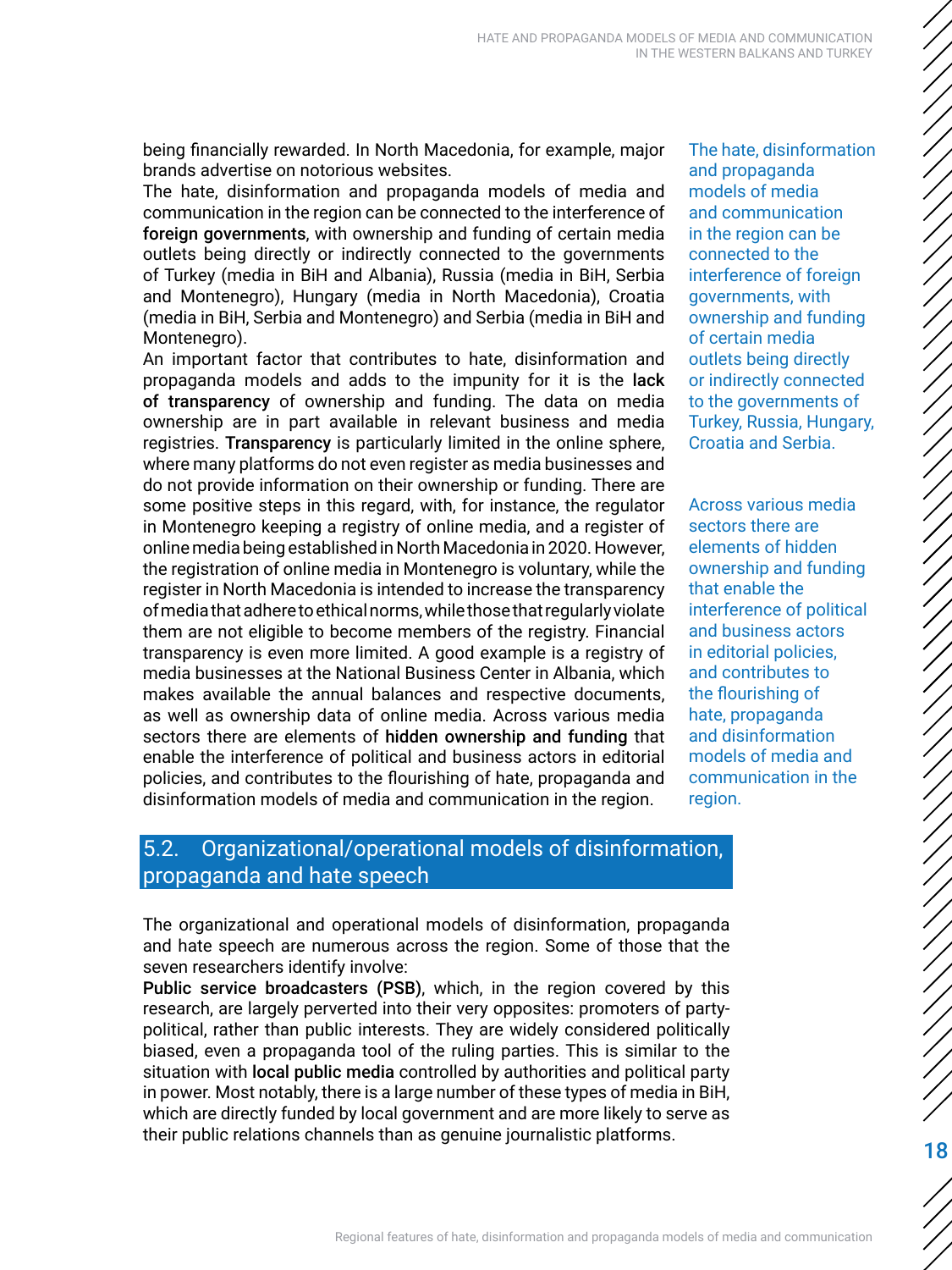being financially rewarded. In North Macedonia, for example, major brands advertise on notorious websites.

The hate, disinformation and propaganda models of media and communication in the region can be connected to the interference of **foreign governments**, with ownership and funding of certain media outlets being directly or indirectly connected to the governments of Turkey (media in BiH and Albania), Russia (media in BiH, Serbia and Montenegro), Hungary (media in North Macedonia), Croatia (media in BiH, Serbia and Montenegro) and Serbia (media in BiH and Montenegro).

The hate, disinformation and propaganda models of media and communication in the region can be connected to the interference of foreign governments, with ownership and funding of certain media outlets being directly or indirectly connected to the governments of Turkey, Russia, Hungary, Croatia and Serbia.

An important factor that contributes to hate, disinformation and propaganda models and adds to the impunity for it is the **lack of transparency** of ownership and funding. The data on media ownership are in part available in relevant business and media registries. **Transparency** is particularly limited in the online sphere, where many platforms do not even register as media businesses and do not provide information on their ownership or funding. There are some positive steps in this regard, with, for instance, the regulator in Montenegro keeping a registry of online media, and a register of online media being established in North Macedonia in 2020. However, the registration of online media in Montenegro is voluntary, while the register in North Macedonia is intended to increase the transparency of media that adhere to ethical norms, while those that regularly violate them are not eligible to become members of the registry. Financial transparency is even more limited. A good example is a registry of media businesses at the National Business Center in Albania, which makes available the annual balances and respective documents, as well as ownership data of online media. Across various media sectors there are elements of **hidden ownership and funding** that enable the interference of political and business actors in editorial policies, and contributes to the flourishing of hate, propaganda and disinformation models of media and communication in the region.

Across various media sectors there are elements of hidden ownership and funding that enable the interference of political and business actors in editorial policies, and contributes to the flourishing of hate, propaganda and disinformation models of media and communication in the region.

## 5.2. Organizational/operational models of disinformation, propaganda and hate speech

The organizational and operational models of disinformation, propaganda and hate speech are numerous across the region. Some of those that the seven researchers identify involve:

**Public service broadcasters (PSB)**, which, in the region covered by this research, are largely perverted into their very opposites: promoters of party-political, rather than public interests. They are widely considered politically biased, even a propaganda tool of the ruling parties. This is similar to the situation with **local public media** controlled by authorities and political party in power. Most notably, there is a large number of these types of media in BiH, which are directly funded by local government and are more likely to serve as their public relations channels than as genuine journalistic platforms.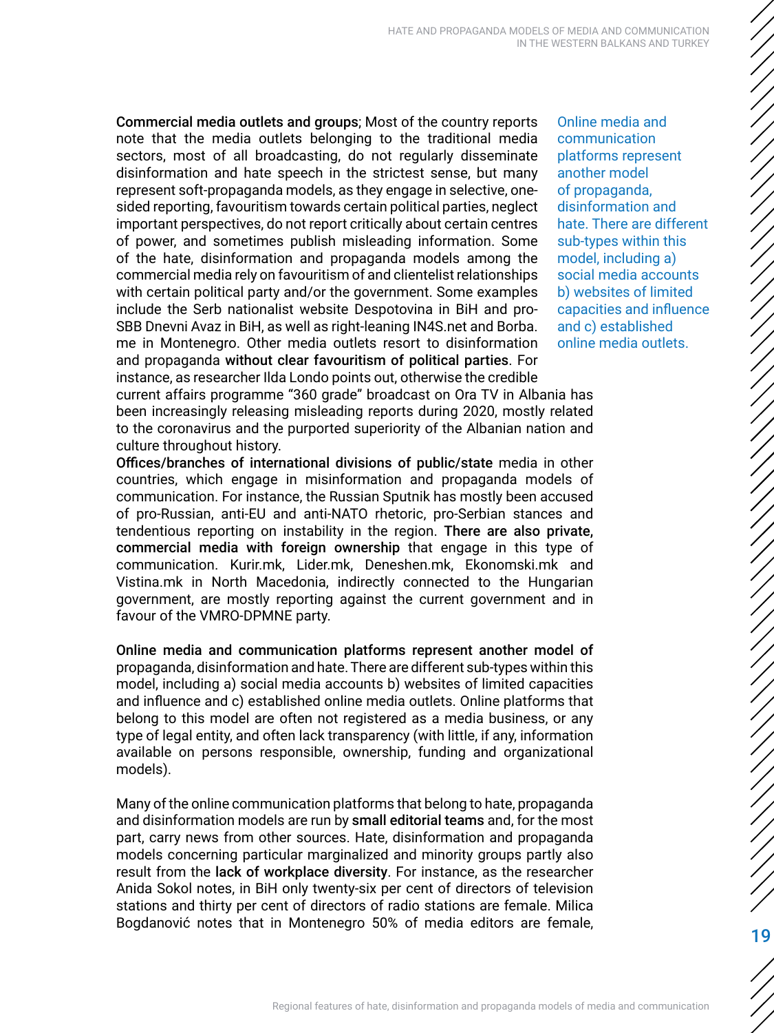**Commercial media outlets and groups**; Most of the country reports note that the media outlets belonging to the traditional media sectors, most of all broadcasting, do not regularly disseminate disinformation and hate speech in the strictest sense, but many represent soft-propaganda models, as they engage in selective, one-sided reporting, favouritism towards certain political parties, neglect important perspectives, do not report critically about certain centres of power, and sometimes publish misleading information. Some of the hate, disinformation and propaganda models among the commercial media rely on favouritism of and clientelist relationships with certain political party and/or the government. Some examples include the Serb nationalist website Despotovina in BiH and pro-SBB Dnevni Avaz in BiH, as well as right-leaning IN4S.net and Borba.me in Montenegro. Other media outlets resort to disinformation and propaganda **without clear favouritism of political parties**. For instance, as researcher Ilda Londo points out, otherwise the credible current affairs programme "360 grade" broadcast on Ora TV in Albania has been increasingly releasing misleading reports during 2020, mostly related to the coronavirus and the purported superiority of the Albanian nation and culture throughout history.

**Offices/branches of international divisions of public/state** media in other countries, which engage in misinformation and propaganda models of communication. For instance, the Russian Sputnik has mostly been accused of pro-Russian, anti-EU and anti-NATO rhetoric, pro-Serbian stances and tendentious reporting on instability in the region. **There are also private, commercial media with foreign ownership** that engage in this type of communication. Kurir.mk, Lider.mk, Deneshen.mk, Ekonomski.mk and Vistina.mk in North Macedonia, indirectly connected to the Hungarian government, are mostly reporting against the current government and in favour of the VMRO-DPMNE party.

> Online media and communication platforms represent another model of propaganda, disinformation and hate. There are different sub-types within this model, including a) social media accounts b) websites of limited capacities and influence and c) established online media outlets.

**Online media and communication platforms represent another model of** propaganda, disinformation and hate. There are different sub-types within this model, including a) social media accounts b) websites of limited capacities and influence and c) established online media outlets. Online platforms that belong to this model are often not registered as a media business, or any type of legal entity, and often lack transparency (with little, if any, information available on persons responsible, ownership, funding and organizational models).

Many of the online communication platforms that belong to hate, propaganda and disinformation models are run by **small editorial teams** and, for the most part, carry news from other sources. Hate, disinformation and propaganda models concerning particular marginalized and minority groups partly also result from the **lack of workplace diversity**. For instance, as the researcher Anida Sokol notes, in BiH only twenty-six per cent of directors of television stations and thirty per cent of directors of radio stations are female. Milica Bogdanović notes that in Montenegro 50% of media editors are female,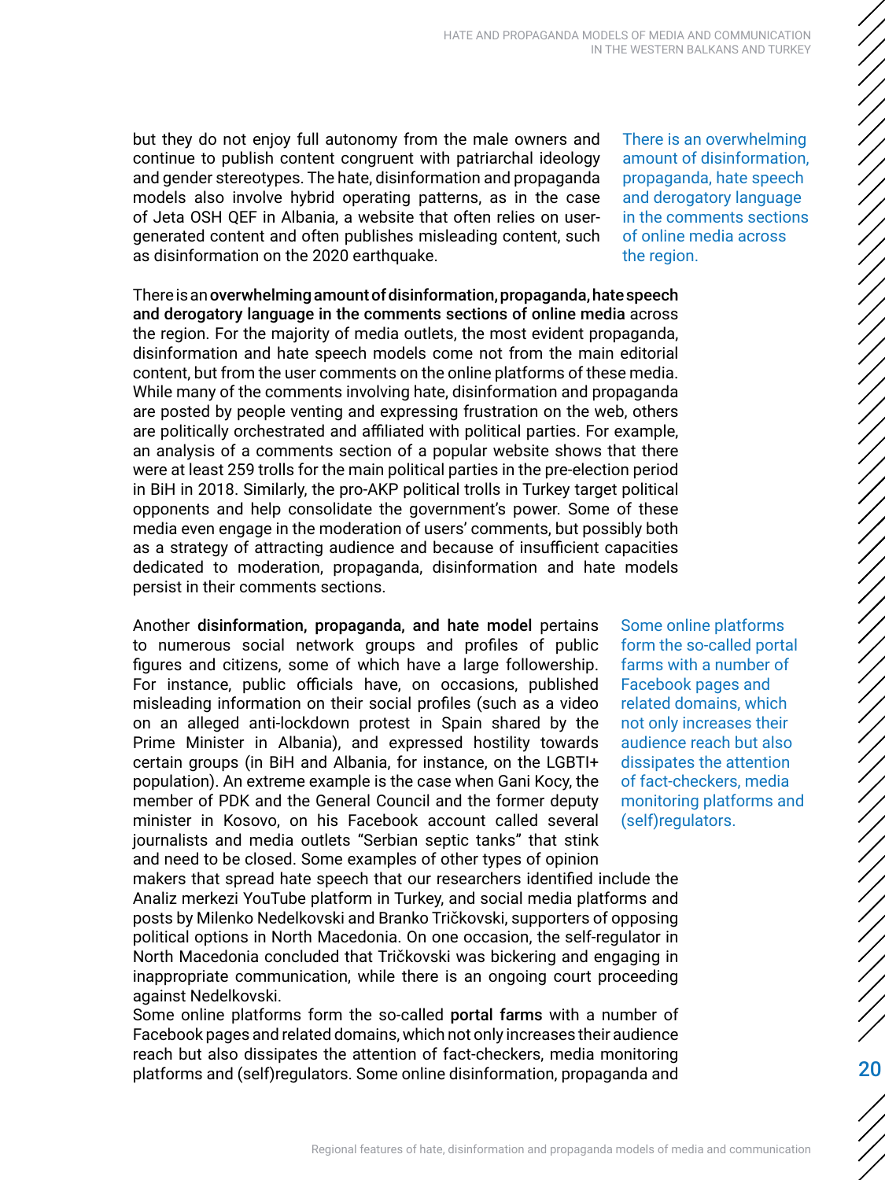but they do not enjoy full autonomy from the male owners and continue to publish content congruent with patriarchal ideology and gender stereotypes. The hate, disinformation and propaganda models also involve hybrid operating patterns, as in the case of Jeta OSH QEF in Albania, a website that often relies on user-generated content and often publishes misleading content, such as disinformation on the 2020 earthquake.

> There is an overwhelming amount of disinformation, propaganda, hate speech and derogatory language in the comments sections of online media across the region.

There is an **overwhelming amount of disinformation, propaganda, hate speech and derogatory language in the comments sections of online media** across the region. For the majority of media outlets, the most evident propaganda, disinformation and hate speech models come not from the main editorial content, but from the user comments on the online platforms of these media. While many of the comments involving hate, disinformation and propaganda are posted by people venting and expressing frustration on the web, others are politically orchestrated and affiliated with political parties. For example, an analysis of a comments section of a popular website shows that there were at least 259 trolls for the main political parties in the pre-election period in BiH in 2018. Similarly, the pro-AKP political trolls in Turkey target political opponents and help consolidate the government's power. Some of these media even engage in the moderation of users' comments, but possibly both as a strategy of attracting audience and because of insufficient capacities dedicated to moderation, propaganda, disinformation and hate models persist in their comments sections.

> Some online platforms form the so-called portal farms with a number of Facebook pages and related domains, which not only increases their audience reach but also dissipates the attention of fact-checkers, media monitoring platforms and (self)regulators.

Another **disinformation, propaganda, and hate model** pertains to numerous social network groups and profiles of public figures and citizens, some of which have a large followership. For instance, public officials have, on occasions, published misleading information on their social profiles (such as a video on an alleged anti-lockdown protest in Spain shared by the Prime Minister in Albania), and expressed hostility towards certain groups (in BiH and Albania, for instance, on the LGBTI+ population). An extreme example is the case when Gani Kocy, the member of PDK and the General Council and the former deputy minister in Kosovo, on his Facebook account called several journalists and media outlets "Serbian septic tanks" that stink and need to be closed. Some examples of other types of opinion makers that spread hate speech that our researchers identified include the Analiz merkezi YouTube platform in Turkey, and social media platforms and posts by Milenko Nedelkovski and Branko Tričkovski, supporters of opposing political options in North Macedonia. On one occasion, the self-regulator in North Macedonia concluded that Tričkovski was bickering and engaging in inappropriate communication, while there is an ongoing court proceeding against Nedelkovski.

Some online platforms form the so-called **portal farms** with a number of Facebook pages and related domains, which not only increases their audience reach but also dissipates the attention of fact-checkers, media monitoring platforms and (self)regulators. Some online disinformation, propaganda and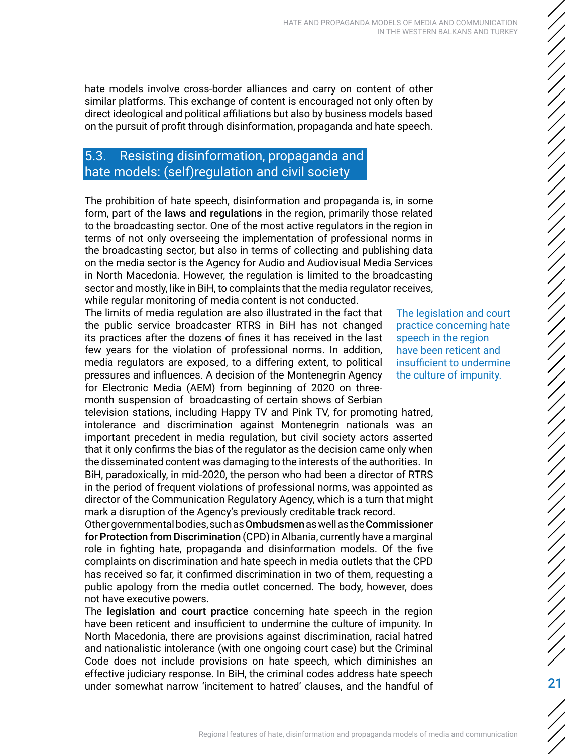hate models involve cross-border alliances and carry on content of other similar platforms. This exchange of content is encouraged not only often by direct ideological and political affiliations but also by business models based on the pursuit of profit through disinformation, propaganda and hate speech.

## 5.3. Resisting disinformation, propaganda and hate models: (self)regulation and civil society

The prohibition of hate speech, disinformation and propaganda is, in some form, part of the **laws and regulations** in the region, primarily those related to the broadcasting sector. One of the most active regulators in the region in terms of not only overseeing the implementation of professional norms in the broadcasting sector, but also in terms of collecting and publishing data on the media sector is the Agency for Audio and Audiovisual Media Services in North Macedonia. However, the regulation is limited to the broadcasting sector and mostly, like in BiH, to complaints that the media regulator receives, while regular monitoring of media content is not conducted.

The limits of media regulation are also illustrated in the fact that the public service broadcaster RTRS in BiH has not changed its practices after the dozens of fines it has received in the last few years for the violation of professional norms. In addition, media regulators are exposed, to a differing extent, to political pressures and influences. A decision of the Montenegrin Agency for Electronic Media (AEM) from beginning of 2020 on three-month suspension of broadcasting of certain shows of Serbian television stations, including Happy TV and Pink TV, for promoting hatred, intolerance and discrimination against Montenegrin nationals was an important precedent in media regulation, but civil society actors asserted that it only confirms the bias of the regulator as the decision came only when the disseminated content was damaging to the interests of the authorities. In BiH, paradoxically, in mid-2020, the person who had been a director of RTRS in the period of frequent violations of professional norms, was appointed as director of the Communication Regulatory Agency, which is a turn that might mark a disruption of the Agency's previously creditable track record.

> The legislation and court practice concerning hate speech in the region have been reticent and insufficient to undermine the culture of impunity.

Other governmental bodies, such as **Ombudsmen** as well as the **Commissioner for Protection from Discrimination** (CPD) in Albania, currently have a marginal role in fighting hate, propaganda and disinformation models. Of the five complaints on discrimination and hate speech in media outlets that the CPD has received so far, it confirmed discrimination in two of them, requesting a public apology from the media outlet concerned. The body, however, does not have executive powers.

The **legislation and court practice** concerning hate speech in the region have been reticent and insufficient to undermine the culture of impunity. In North Macedonia, there are provisions against discrimination, racial hatred and nationalistic intolerance (with one ongoing court case) but the Criminal Code does not include provisions on hate speech, which diminishes an effective judiciary response. In BiH, the criminal codes address hate speech under somewhat narrow 'incitement to hatred' clauses, and the handful of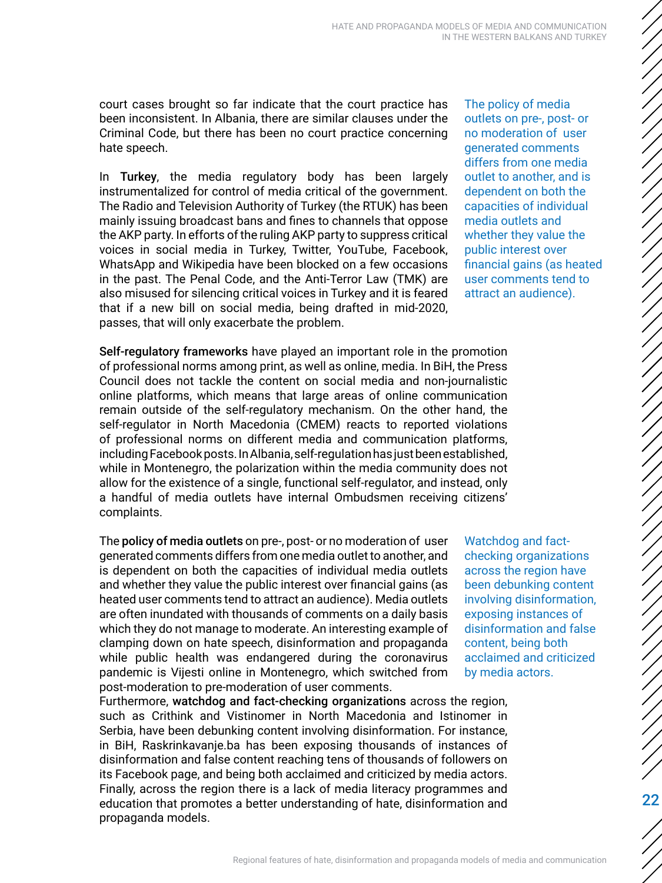court cases brought so far indicate that the court practice has been inconsistent. In Albania, there are similar clauses under the Criminal Code, but there has been no court practice concerning hate speech.

In **Turkey**, the media regulatory body has been largely instrumentalized for control of media critical of the government. The Radio and Television Authority of Turkey (the RTUK) has been mainly issuing broadcast bans and fines to channels that oppose the AKP party. In efforts of the ruling AKP party to suppress critical voices in social media in Turkey, Twitter, YouTube, Facebook, WhatsApp and Wikipedia have been blocked on a few occasions in the past. The Penal Code, and the Anti-Terror Law (TMK) are also misused for silencing critical voices in Turkey and it is feared that if a new bill on social media, being drafted in mid-2020, passes, that will only exacerbate the problem.

> The policy of media outlets on pre-, post- or no moderation of user generated comments differs from one media outlet to another, and is dependent on both the capacities of individual media outlets and whether they value the public interest over financial gains (as heated user comments tend to attract an audience).

**Self-regulatory frameworks** have played an important role in the promotion of professional norms among print, as well as online, media. In BiH, the Press Council does not tackle the content on social media and non-journalistic online platforms, which means that large areas of online communication remain outside of the self-regulatory mechanism. On the other hand, the self-regulator in North Macedonia (CMEM) reacts to reported violations of professional norms on different media and communication platforms, including Facebook posts. In Albania, self-regulation has just been established, while in Montenegro, the polarization within the media community does not allow for the existence of a single, functional self-regulator, and instead, only a handful of media outlets have internal Ombudsmen receiving citizens' complaints.

The **policy of media outlets** on pre-, post- or no moderation of user generated comments differs from one media outlet to another, and is dependent on both the capacities of individual media outlets and whether they value the public interest over financial gains (as heated user comments tend to attract an audience). Media outlets are often inundated with thousands of comments on a daily basis which they do not manage to moderate. An interesting example of clamping down on hate speech, disinformation and propaganda while public health was endangered during the coronavirus pandemic is Vijesti online in Montenegro, which switched from post-moderation to pre-moderation of user comments.

> Watchdog and fact-checking organizations across the region have been debunking content involving disinformation, exposing instances of disinformation and false content, being both acclaimed and criticized by media actors.

Furthermore, **watchdog and fact-checking organizations** across the region, such as Crithink and Vistinomer in North Macedonia and Istinomer in Serbia, have been debunking content involving disinformation. For instance, in BiH, Raskrinkavanje.ba has been exposing thousands of instances of disinformation and false content reaching tens of thousands of followers on its Facebook page, and being both acclaimed and criticized by media actors. Finally, across the region there is a lack of media literacy programmes and education that promotes a better understanding of hate, disinformation and propaganda models.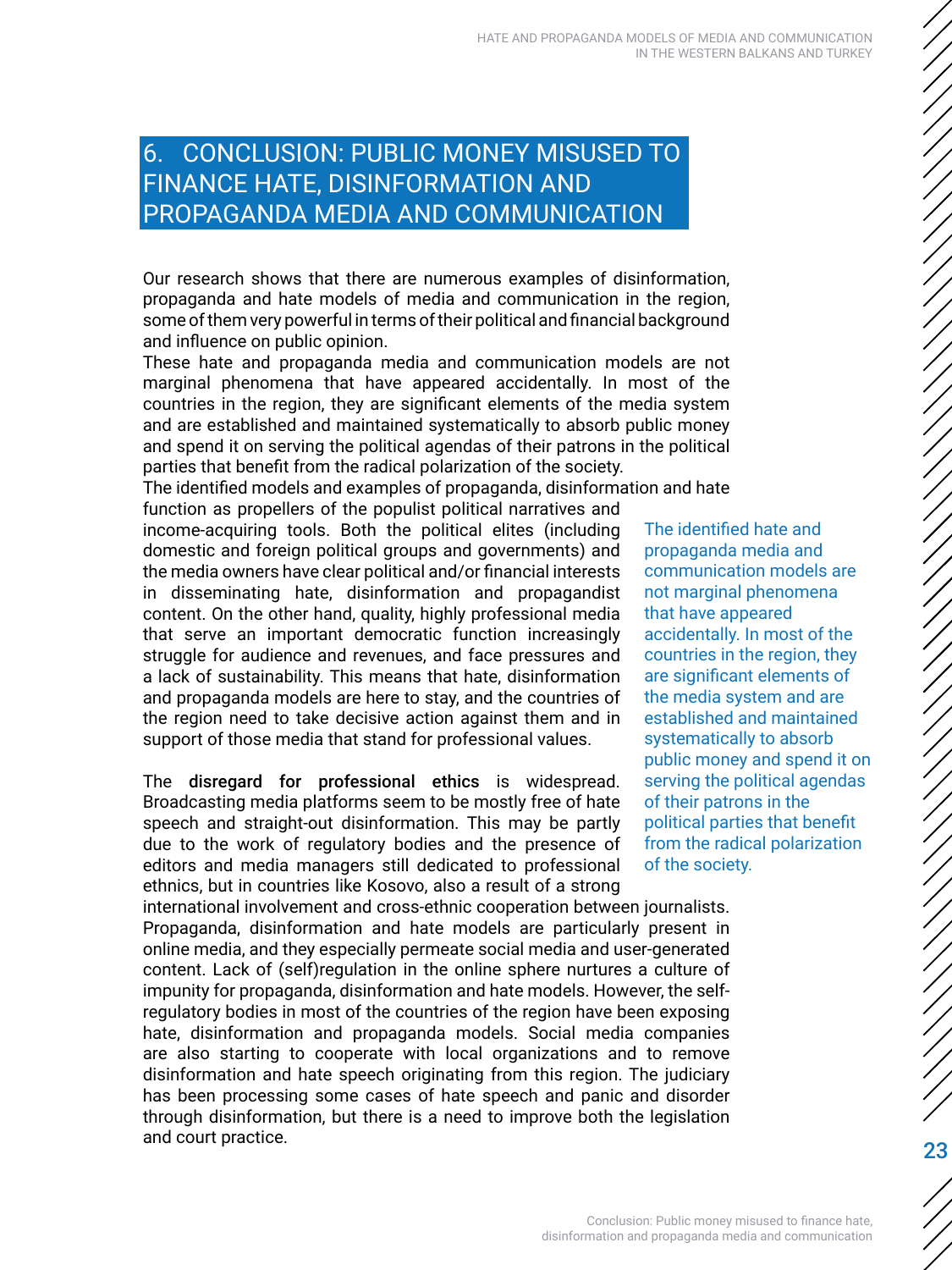# 6. CONCLUSION: PUBLIC MONEY MISUSED TO FINANCE HATE, DISINFORMATION AND PROPAGANDA MEDIA AND COMMUNICATION

Our research shows that there are numerous examples of disinformation, propaganda and hate models of media and communication in the region, some of them very powerful in terms of their political and financial background and influence on public opinion.

These hate and propaganda media and communication models are not marginal phenomena that have appeared accidentally. In most of the countries in the region, they are significant elements of the media system and are established and maintained systematically to absorb public money and spend it on serving the political agendas of their patrons in the political parties that benefit from the radical polarization of the society.

The identified models and examples of propaganda, disinformation and hate function as propellers of the populist political narratives and income-acquiring tools. Both the political elites (including domestic and foreign political groups and governments) and the media owners have clear political and/or financial interests in disseminating hate, disinformation and propagandist content. On the other hand, quality, highly professional media that serve an important democratic function increasingly struggle for audience and revenues, and face pressures and a lack of sustainability. This means that hate, disinformation and propaganda models are here to stay, and the countries of the region need to take decisive action against them and in support of those media that stand for professional values.

> The identified hate and propaganda media and communication models are not marginal phenomena that have appeared accidentally. In most of the countries in the region, they are significant elements of the media system and are established and maintained systematically to absorb public money and spend it on serving the political agendas of their patrons in the political parties that benefit from the radical polarization of the society.

The **disregard for professional ethics** is widespread. Broadcasting media platforms seem to be mostly free of hate speech and straight-out disinformation. This may be partly due to the work of regulatory bodies and the presence of editors and media managers still dedicated to professional ethnics, but in countries like Kosovo, also a result of a strong international involvement and cross-ethnic cooperation between journalists. Propaganda, disinformation and hate models are particularly present in online media, and they especially permeate social media and user-generated content. Lack of (self)regulation in the online sphere nurtures a culture of impunity for propaganda, disinformation and hate models. However, the self-regulatory bodies in most of the countries of the region have been exposing hate, disinformation and propaganda models. Social media companies are also starting to cooperate with local organizations and to remove disinformation and hate speech originating from this region. The judiciary has been processing some cases of hate speech and panic and disorder through disinformation, but there is a need to improve both the legislation and court practice.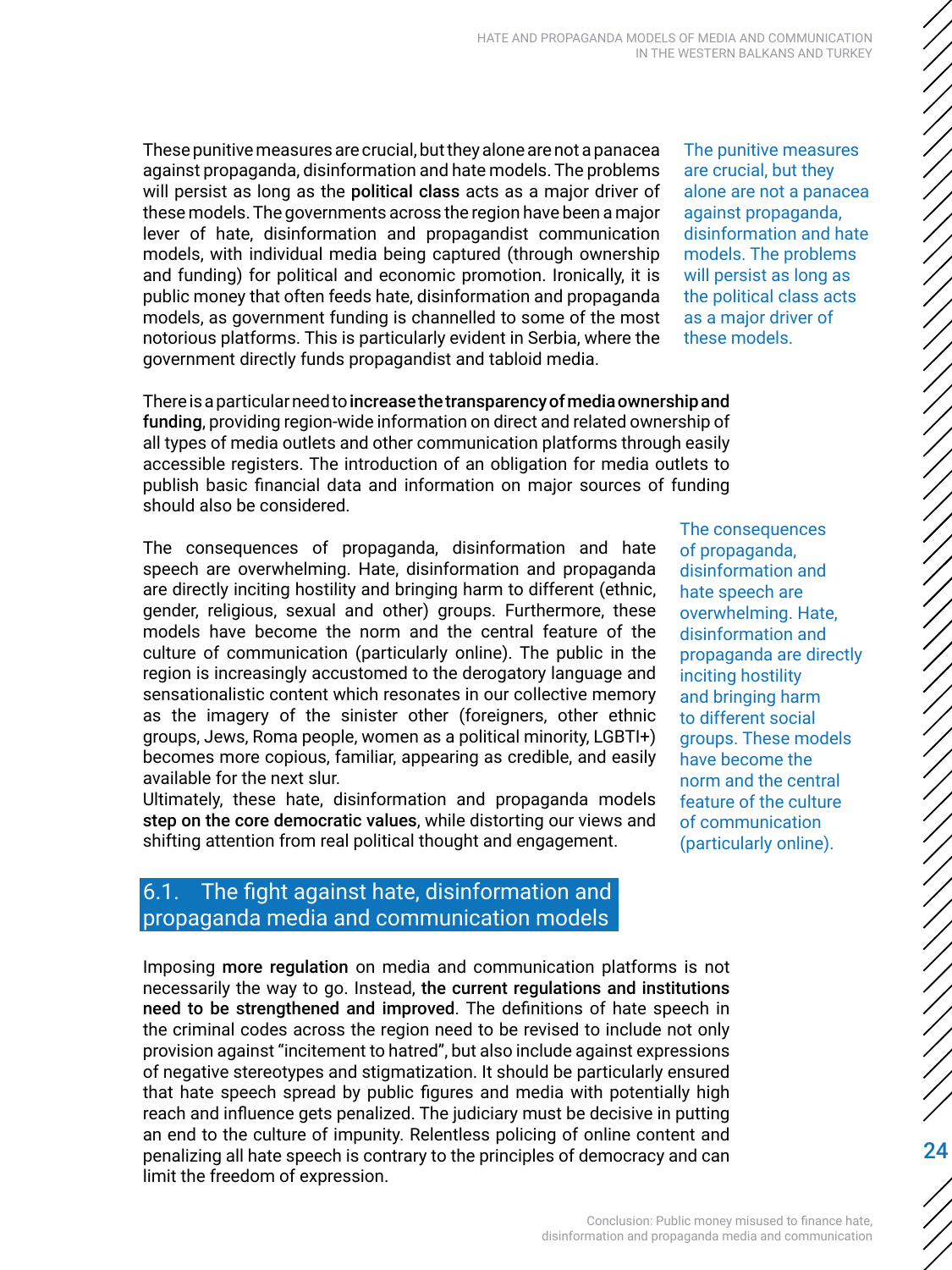These punitive measures are crucial, but they alone are not a panacea against propaganda, disinformation and hate models. The problems will persist as long as the **political class** acts as a major driver of these models. The governments across the region have been a major lever of hate, disinformation and propagandist communication models, with individual media being captured (through ownership and funding) for political and economic promotion. Ironically, it is public money that often feeds hate, disinformation and propaganda models, as government funding is channelled to some of the most notorious platforms. This is particularly evident in Serbia, where the government directly funds propagandist and tabloid media.

> The punitive measures are crucial, but they alone are not a panacea against propaganda, disinformation and hate models. The problems will persist as long as the political class acts as a major driver of these models.

There is a particular need to **increase the transparency of media ownership and funding**, providing region-wide information on direct and related ownership of all types of media outlets and other communication platforms through easily accessible registers. The introduction of an obligation for media outlets to publish basic financial data and information on major sources of funding should also be considered.

The consequences of propaganda, disinformation and hate speech are overwhelming. Hate, disinformation and propaganda are directly inciting hostility and bringing harm to different (ethnic, gender, religious, sexual and other) groups. Furthermore, these models have become the norm and the central feature of the culture of communication (particularly online). The public in the region is increasingly accustomed to the derogatory language and sensationalistic content which resonates in our collective memory as the imagery of the sinister other (foreigners, other ethnic groups, Jews, Roma people, women as a political minority, LGBTI+) becomes more copious, familiar, appearing as credible, and easily available for the next slur.

Ultimately, these hate, disinformation and propaganda models **step on the core democratic values**, while distorting our views and shifting attention from real political thought and engagement.

> The consequences of propaganda, disinformation and hate speech are overwhelming. Hate, disinformation and propaganda are directly inciting hostility and bringing harm to different social groups. These models have become the norm and the central feature of the culture of communication (particularly online).

## 6.1. The fight against hate, disinformation and propaganda media and communication models

Imposing **more regulation** on media and communication platforms is not necessarily the way to go. Instead, **the current regulations and institutions need to be strengthened and improved**. The definitions of hate speech in the criminal codes across the region need to be revised to include not only provision against "incitement to hatred", but also include against expressions of negative stereotypes and stigmatization. It should be particularly ensured that hate speech spread by public figures and media with potentially high reach and influence gets penalized. The judiciary must be decisive in putting an end to the culture of impunity. Relentless policing of online content and penalizing all hate speech is contrary to the principles of democracy and can limit the freedom of expression.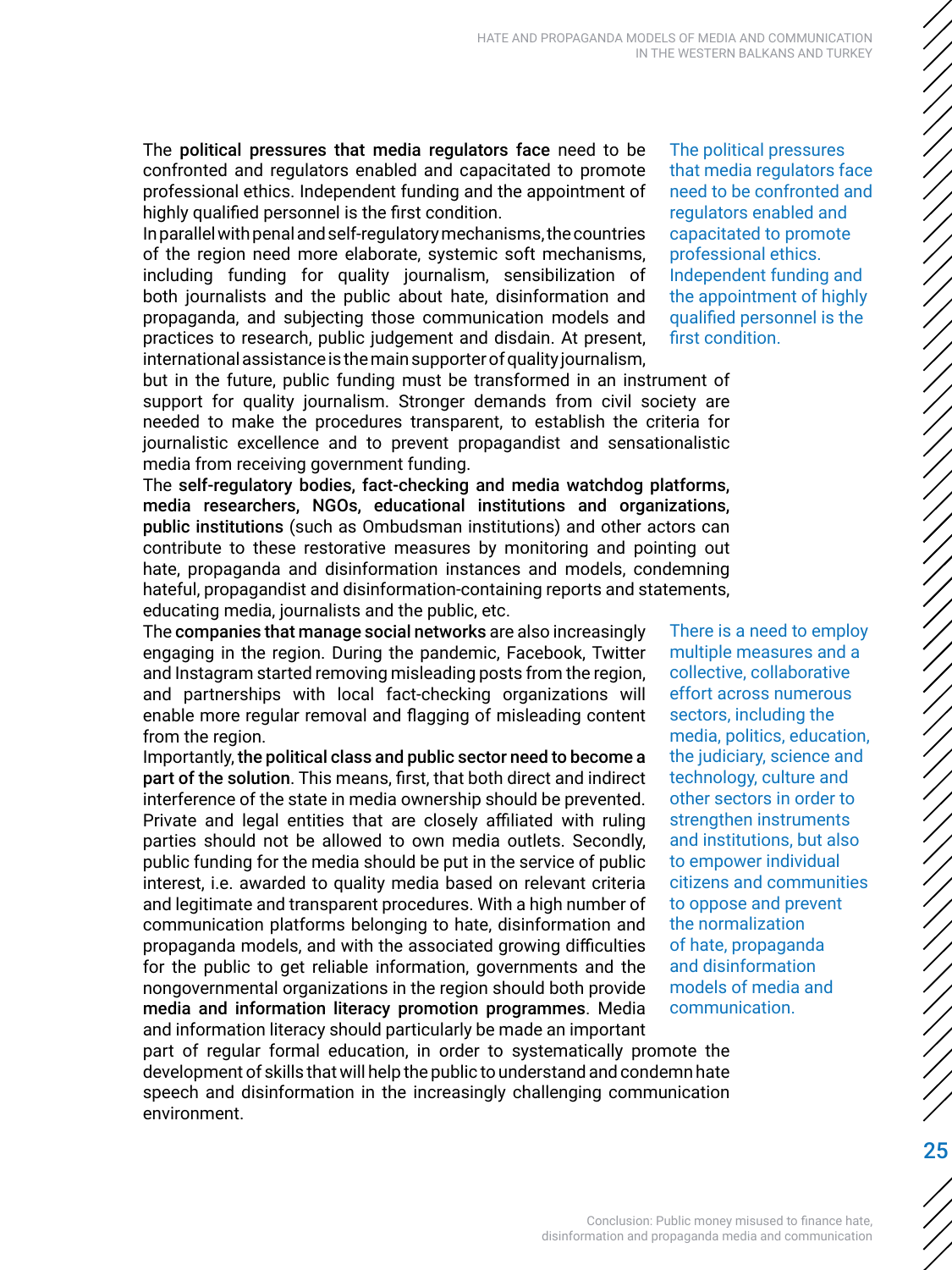The **political pressures that media regulators face** need to be confronted and regulators enabled and capacitated to promote professional ethics. Independent funding and the appointment of highly qualified personnel is the first condition.

> The political pressures that media regulators face need to be confronted and regulators enabled and capacitated to promote professional ethics. Independent funding and the appointment of highly qualified personnel is the first condition.

In parallel with penal and self-regulatory mechanisms, the countries of the region need more elaborate, systemic soft mechanisms, including funding for quality journalism, sensibilization of both journalists and the public about hate, disinformation and propaganda, and subjecting those communication models and practices to research, public judgement and disdain. At present, international assistance is the main supporter of quality journalism, but in the future, public funding must be transformed in an instrument of support for quality journalism. Stronger demands from civil society are needed to make the procedures transparent, to establish the criteria for journalistic excellence and to prevent propagandist and sensationalistic media from receiving government funding.

The **self-regulatory bodies, fact-checking and media watchdog platforms, media researchers, NGOs, educational institutions and organizations, public institutions** (such as Ombudsman institutions) and other actors can contribute to these restorative measures by monitoring and pointing out hate, propaganda and disinformation instances and models, condemning hateful, propagandist and disinformation-containing reports and statements, educating media, journalists and the public, etc.

The **companies that manage social networks** are also increasingly engaging in the region. During the pandemic, Facebook, Twitter and Instagram started removing misleading posts from the region, and partnerships with local fact-checking organizations will enable more regular removal and flagging of misleading content from the region.

> There is a need to employ multiple measures and a collective, collaborative effort across numerous sectors, including the media, politics, education, the judiciary, science and technology, culture and other sectors in order to strengthen instruments and institutions, but also to empower individual citizens and communities to oppose and prevent the normalization of hate, propaganda and disinformation models of media and communication.

Importantly, **the political class and public sector need to become a part of the solution**. This means, first, that both direct and indirect interference of the state in media ownership should be prevented. Private and legal entities that are closely affiliated with ruling parties should not be allowed to own media outlets. Secondly, public funding for the media should be put in the service of public interest, i.e. awarded to quality media based on relevant criteria and legitimate and transparent procedures. With a high number of communication platforms belonging to hate, disinformation and propaganda models, and with the associated growing difficulties for the public to get reliable information, governments and the nongovernmental organizations in the region should both provide **media and information literacy promotion programmes**. Media and information literacy should particularly be made an important part of regular formal education, in order to systematically promote the development of skills that will help the public to understand and condemn hate speech and disinformation in the increasingly challenging communication environment.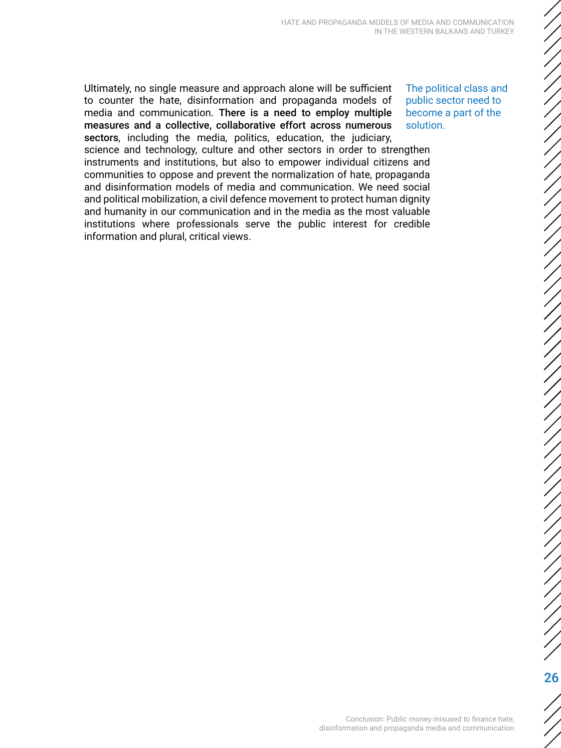Ultimately, no single measure and approach alone will be sufficient to counter the hate, disinformation and propaganda models of media and communication. **There is a need to employ multiple measures and a collective, collaborative effort across numerous sectors**, including the media, politics, education, the judiciary, science and technology, culture and other sectors in order to strengthen instruments and institutions, but also to empower individual citizens and communities to oppose and prevent the normalization of hate, propaganda and disinformation models of media and communication. We need social and political mobilization, a civil defence movement to protect human dignity and humanity in our communication and in the media as the most valuable institutions where professionals serve the public interest for credible information and plural, critical views.

The political class and public sector need to become a part of the solution.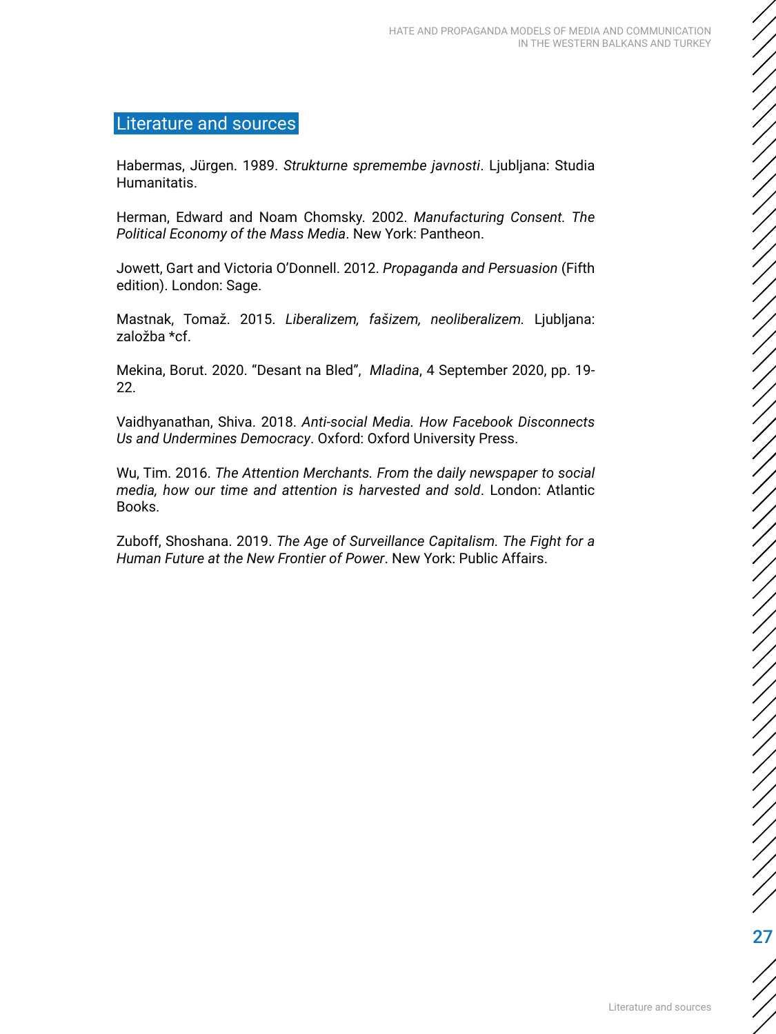## Literature and sources

Habermas, Jürgen. 1989. *Strukturne spremembe javnosti*. Ljubljana: Studia Humanitatis.

Herman, Edward and Noam Chomsky. 2002. *Manufacturing Consent. The Political Economy of the Mass Media*. New York: Pantheon.

Jowett, Gart and Victoria O'Donnell. 2012. *Propaganda and Persuasion* (Fifth edition). London: Sage.

Mastnak, Tomaž. 2015. *Liberalizem, fašizem, neoliberalizem.* Ljubljana: založba *cf.

Mekina, Borut. 2020. "Desant na Bled", *Mladina*, 4 September 2020, pp. 19-22.

Vaidhyanathan, Shiva. 2018. *Anti-social Media. How Facebook Disconnects Us and Undermines Democracy*. Oxford: Oxford University Press.

Wu, Tim. 2016. *The Attention Merchants. From the daily newspaper to social media, how our time and attention is harvested and sold*. London: Atlantic Books.

Zuboff, Shoshana. 2019. *The Age of Surveillance Capitalism. The Fight for a Human Future at the New Frontier of Power*. New York: Public Affairs.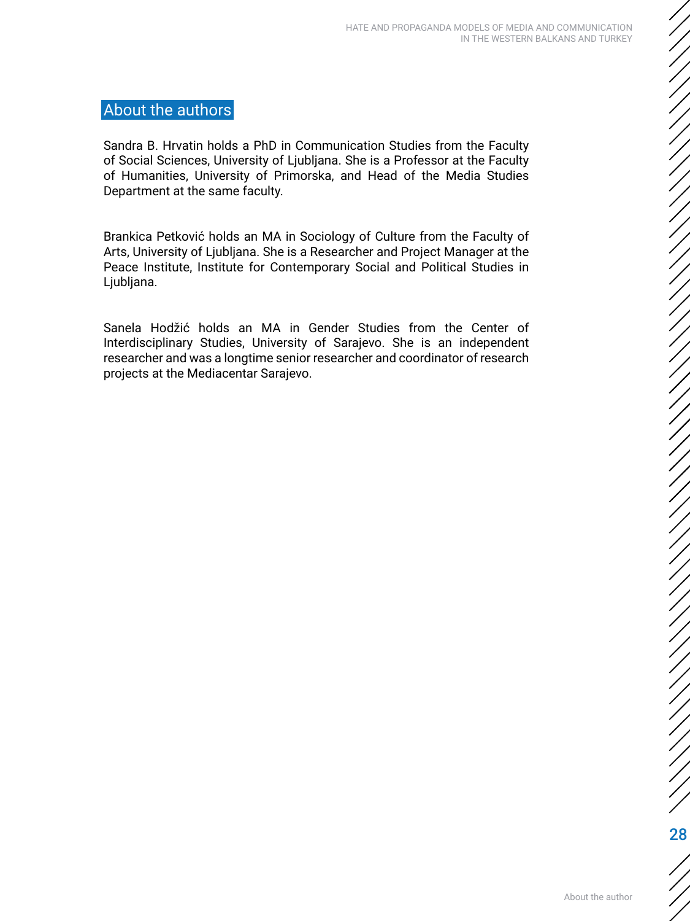## About the authors

Sandra B. Hrvatin holds a PhD in Communication Studies from the Faculty of Social Sciences, University of Ljubljana. She is a Professor at the Faculty of Humanities, University of Primorska, and Head of the Media Studies Department at the same faculty.

Brankica Petković holds an MA in Sociology of Culture from the Faculty of Arts, University of Ljubljana. She is a Researcher and Project Manager at the Peace Institute, Institute for Contemporary Social and Political Studies in Ljubljana.

Sanela Hodžić holds an MA in Gender Studies from the Center of Interdisciplinary Studies, University of Sarajevo. She is an independent researcher and was a longtime senior researcher and coordinator of research projects at the Mediacentar Sarajevo.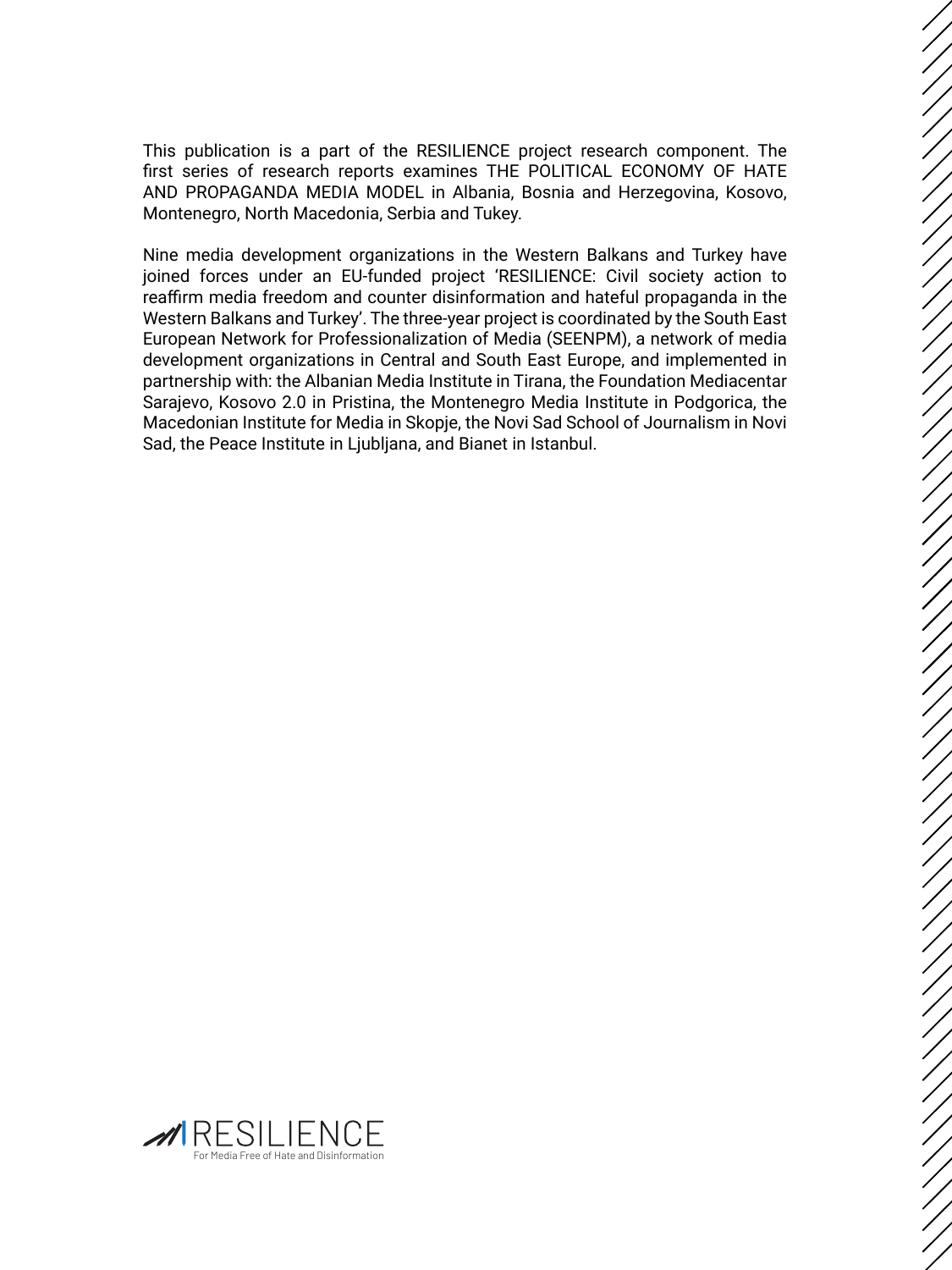This publication is a part of the RESILIENCE project research component. The first series of research reports examines THE POLITICAL ECONOMY OF HATE AND PROPAGANDA MEDIA MODEL in Albania, Bosnia and Herzegovina, Kosovo, Montenegro, North Macedonia, Serbia and Tukey.

Nine media development organizations in the Western Balkans and Turkey have joined forces under an EU-funded project 'RESILIENCE: Civil society action to reaffirm media freedom and counter disinformation and hateful propaganda in the Western Balkans and Turkey'. The three-year project is coordinated by the South East European Network for Professionalization of Media (SEENPM), a network of media development organizations in Central and South East Europe, and implemented in partnership with: the Albanian Media Institute in Tirana, the Foundation Mediacentar Sarajevo, Kosovo 2.0 in Pristina, the Montenegro Media Institute in Podgorica, the Macedonian Institute for Media in Skopje, the Novi Sad School of Journalism in Novi Sad, the Peace Institute in Ljubljana, and Bianet in Istanbul.

RESILIENCE

For Media Free of Hate and Disinformation